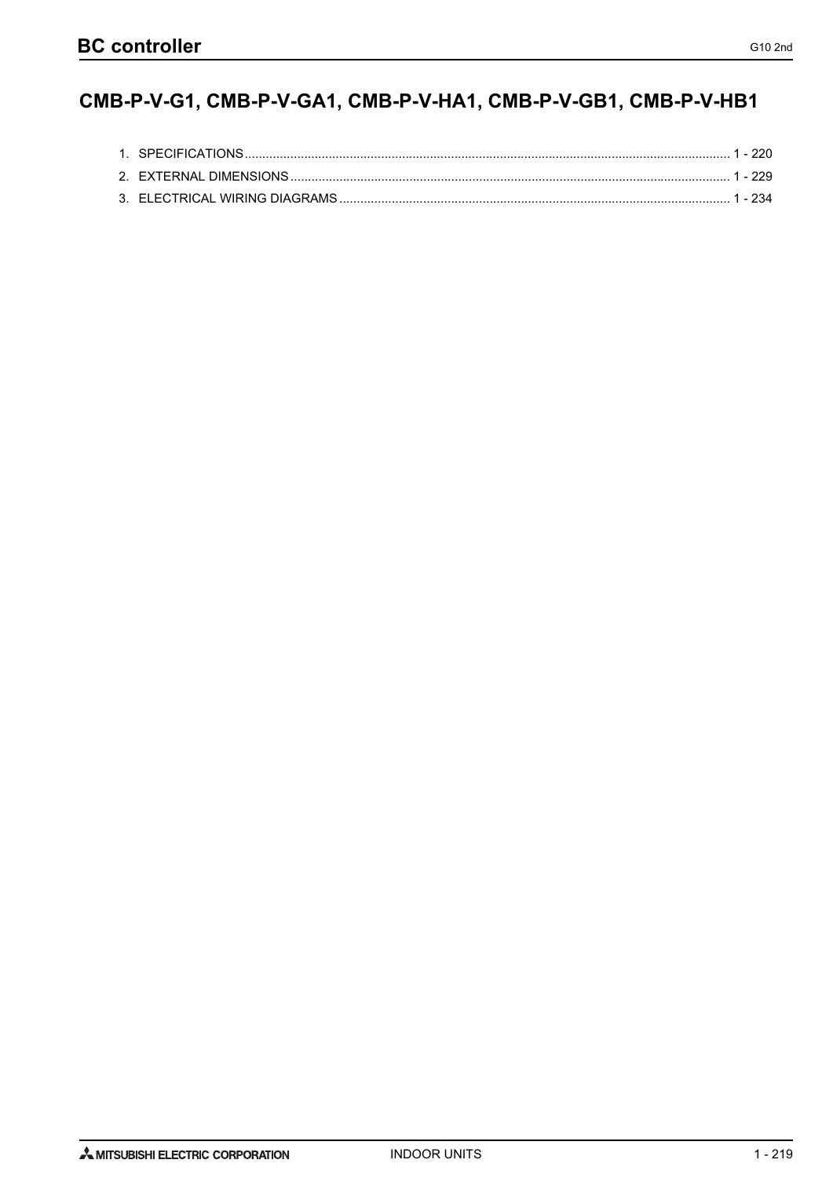# BC controller

## CMB-P-V-G1, CMB-P-V-GA1, CMB-P-V-HA1, CMB-P-V-GB1, CMB-P-V-HB1

1. SPECIFICATIONS ........................................................................................................................................ 1 - 220
2. EXTERNAL DIMENSIONS ............................................................................................................................ 1 - 229
3. ELECTRICAL WIRING DIAGRAMS .............................................................................................................. 1 - 234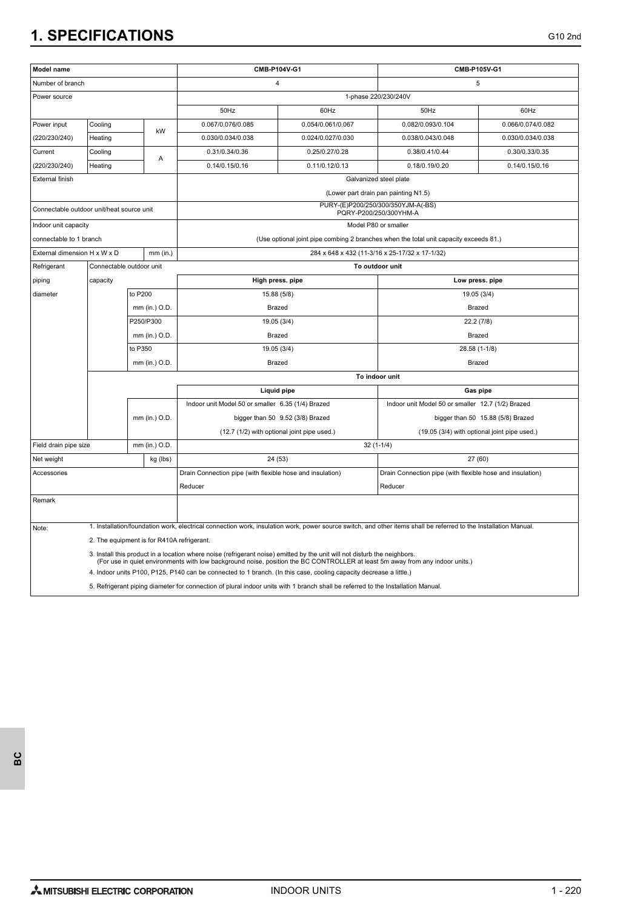# 1. SPECIFICATIONS

| Model name | | | | CMB-P104V-G1 | | CMB-P105V-G1 | |
|---|---|---|---|---|---|---|---|
| Number of branch | | | | 4 | | 5 | |
| Power source | | | | 1-phase 220/230/240V | | | |
| | | | | 50Hz | 60Hz | 50Hz | 60Hz |
| Power input (220/230/240) | Cooling | | kW | 0.067/0.076/0.085 | 0.054/0.061/0.067 | 0.082/0.093/0.104 | 0.066/0.074/0.082 |
| | Heating | | | 0.030/0.034/0.038 | 0.024/0.027/0.030 | 0.038/0.043/0.048 | 0.030/0.034/0.038 |
| Current (220/230/240) | Cooling | | A | 0.31/0.34/0.36 | 0.25/0.27/0.28 | 0.38/0.41/0.44 | 0.30/0.33/0.35 |
| | Heating | | | 0.14/0.15/0.16 | 0.11/0.12/0.13 | 0.18/0.19/0.20 | 0.14/0.15/0.16 |
| External finish | | | | Galvanized steel plate (Lower part drain pan painting N1.5) | | | |
| Connectable outdoor unit/heat source unit | | | | PURY-(E)P200/250/300/350YJM-A(-BS) PQRY-P200/250/300YHM-A | | | |
| Indoor unit capacity connectable to 1 branch | | | | Model P80 or smaller (Use optional joint pipe combing 2 branches when the total unit capacity exceeds 81.) | | | |
| External dimension H x W x D | | | mm (in.) | 284 x 648 x 432 (11-3/16 x 25-17/32 x 17-1/32) | | | |
| Refrigerant piping diameter | Connectable outdoor unit capacity | | | To outdoor unit | | | |
| | | | | High press. pipe | | Low press. pipe | |
| | | to P200 | mm (in.) O.D. | 15.88 (5/8) Brazed | | 19.05 (3/4) Brazed | |
| | | P250/P300 | mm (in.) O.D. | 19.05 (3/4) Brazed | | 22.2 (7/8) Brazed | |
| | | to P350 | mm (in.) O.D. | 19.05 (3/4) Brazed | | 28.58 (1-1/8) Brazed | |
| | | | | To indoor unit | | | |
| | | | | Liquid pipe | | Gas pipe | |
| | | | mm (in.) O.D. | Indoor unit Model 50 or smaller 6.35 (1/4) Brazed<br>bigger than 50 9.52 (3/8) Brazed<br>(12.7 (1/2) with optional joint pipe used.) | | Indoor unit Model 50 or smaller 12.7 (1/2) Brazed<br>bigger than 50 15.88 (5/8) Brazed<br>(19.05 (3/4) with optional joint pipe used.) | |
| Field drain pipe size | | | mm (in.) O.D. | 32 (1-1/4) | | | |
| Net weight | | | kg (lbs) | 24 (53) | | 27 (60) | |
| Accessories | | | | Drain Connection pipe (with flexible hose and insulation)<br>Reducer | | Drain Connection pipe (with flexible hose and insulation)<br>Reducer | |
| Remark | | | | | | | |

Note:
1. Installation/foundation work, electrical connection work, insulation work, power source switch, and other items shall be referred to the Installation Manual.
2. The equipment is for R410A refrigerant.
3. Install this product in a location where noise (refrigerant noise) emitted by the unit will not disturb the neighbors. (For use in quiet environments with low background noise, position the BC CONTROLLER at least 5m away from any indoor units.)
4. Indoor units P100, P125, P140 can be connected to 1 branch. (In this case, cooling capacity decrease a little.)
5. Refrigerant piping diameter for connection of plural indoor units with 1 branch shall be referred to the Installation Manual.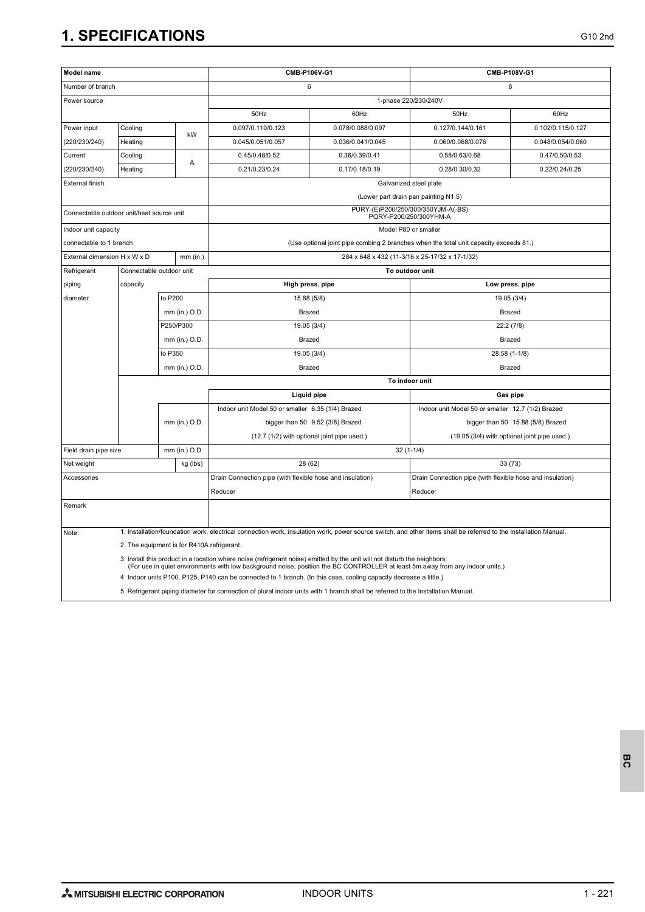# 1. SPECIFICATIONS

| Model name | | | | CMB-P106V-G1 | | CMB-P108V-G1 | |
|---|---|---|---|---|---|---|---|
| Number of branch | | | | 6 | | 8 | |
| Power source | | | | 1-phase 220/230/240V | | | |
| | | | | 50Hz | 60Hz | 50Hz | 60Hz |
| Power input (220/230/240) | Cooling | | kW | 0.097/0.110/0.123 | 0.078/0.088/0.097 | 0.127/0.144/0.161 | 0.102/0.115/0.127 |
| | Heating | | kW | 0.045/0.051/0.057 | 0.036/0.041/0.045 | 0.060/0.068/0.076 | 0.048/0.054/0.060 |
| Current (220/230/240) | Cooling | | A | 0.45/0.48/0.52 | 0.36/0.39/0.41 | 0.58/0.63/0.68 | 0.47/0.50/0.53 |
| | Heating | | A | 0.21/0.23/0.24 | 0.17/0.18/0.19 | 0.28/0.30/0.32 | 0.22/0.24/0.25 |
| External finish | | | | Galvanized steel plate (Lower part drain pan painting N1.5) | | | |
| Connectable outdoor unit/heat source unit | | | | PURY-(E)P200/250/300/350YJM-A(-BS) PQRY-P200/250/300YHM-A | | | |
| Indoor unit capacity connectable to 1 branch | | | | Model P80 or smaller (Use optional joint pipe combing 2 branches when the total unit capacity exceeds 81.) | | | |
| External dimension H x W x D | | | mm (in.) | 284 x 648 x 432 (11-3/16 x 25-17/32 x 17-1/32) | | | |
| Refrigerant piping diameter | Connectable outdoor unit capacity | | | To outdoor unit | | | |
| | | | | High press. pipe | | Low press. pipe | |
| | | to P200 | mm (in.) O.D. | 15.88 (5/8) Brazed | | 19.05 (3/4) Brazed | |
| | | P250/P300 | mm (in.) O.D. | 19.05 (3/4) Brazed | | 22.2 (7/8) Brazed | |
| | | to P350 | mm (in.) O.D. | 19.05 (3/4) Brazed | | 28.58 (1-1/8) Brazed | |
| | | | | To indoor unit | | | |
| | | | | Liquid pipe | | Gas pipe | |
| | | | mm (in.) O.D. | Indoor unit Model 50 or smaller 6.35 (1/4) Brazed<br>bigger than 50 9.52 (3/8) Brazed<br>(12.7 (1/2) with optional joint pipe used.) | | Indoor unit Model 50 or smaller 12.7 (1/2) Brazed<br>bigger than 50 15.88 (5/8) Brazed<br>(19.05 (3/4) with optional joint pipe used.) | |
| Field drain pipe size | | | mm (in.) O.D. | 32 (1-1/4) | | | |
| Net weight | | | kg (lbs) | 28 (62) | | 33 (73) | |
| Accessories | | | | Drain Connection pipe (with flexible hose and insulation)<br>Reducer | | Drain Connection pipe (with flexible hose and insulation)<br>Reducer | |
| Remark | | | | | | | |

Note:
1. Installation/foundation work, electrical connection work, insulation work, power source switch, and other items shall be referred to the Installation Manual.
2. The equipment is for R410A refrigerant.
3. Install this product in a location where noise (refrigerant noise) emitted by the unit will not disturb the neighbors. (For use in quiet environments with low background noise, position the BC CONTROLLER at least 5m away from any indoor units.)
4. Indoor units P100, P125, P140 can be connected to 1 branch. (In this case, cooling capacity decrease a little.)
5. Refrigerant piping diameter for connection of plural indoor units with 1 branch shall be referred to the Installation Manual.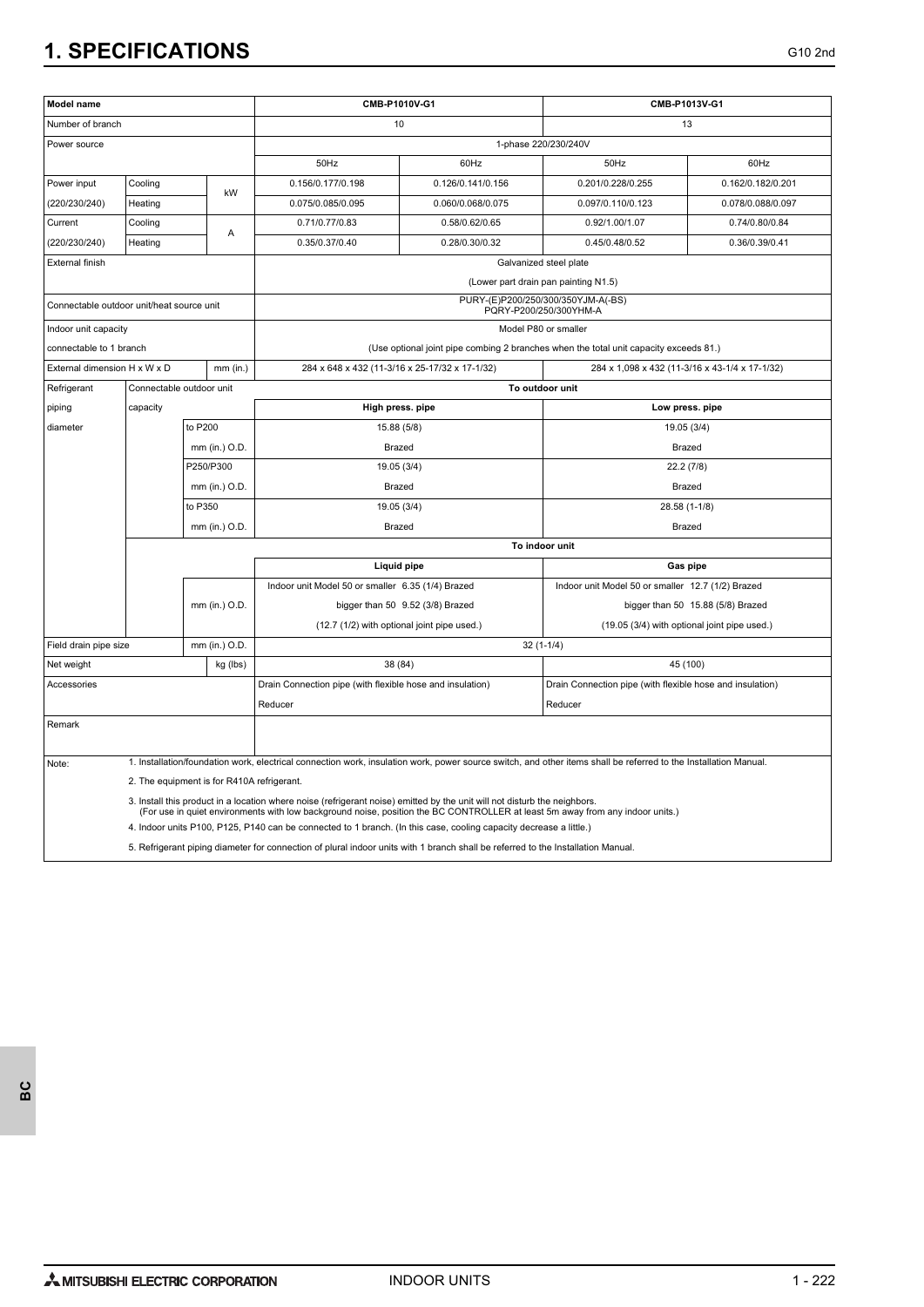# 1. SPECIFICATIONS

| Model name | | | | CMB-P1010V-G1 | | CMB-P1013V-G1 | |
|---|---|---|---|---|---|---|---|
| Number of branch | | | | 10 | | 13 | |
| Power source | | | | 1-phase 220/230/240V | | | |
| | | | | 50Hz | 60Hz | 50Hz | 60Hz |
| Power input | Cooling | | kW | 0.156/0.177/0.198 | 0.126/0.141/0.156 | 0.201/0.228/0.255 | 0.162/0.182/0.201 |
| (220/230/240) | Heating | | | 0.075/0.085/0.095 | 0.060/0.068/0.075 | 0.097/0.110/0.123 | 0.078/0.088/0.097 |
| Current | Cooling | | A | 0.71/0.77/0.83 | 0.58/0.62/0.65 | 0.92/1.00/1.07 | 0.74/0.80/0.84 |
| (220/230/240) | Heating | | | 0.35/0.37/0.40 | 0.28/0.30/0.32 | 0.45/0.48/0.52 | 0.36/0.39/0.41 |
| External finish | | | | Galvanized steel plate | | | |
| | | | | (Lower part drain pan painting N1.5) | | | |
| Connectable outdoor unit/heat source unit | | | | PURY-(E)P200/250/300/350YJM-A(-BS) PQRY-P200/250/300YHM-A | | | |
| Indoor unit capacity | | | | Model P80 or smaller | | | |
| connectable to 1 branch | | | | (Use optional joint pipe combing 2 branches when the total unit capacity exceeds 81.) | | | |
| External dimension H x W x D | | | mm (in.) | 284 x 648 x 432 (11-3/16 x 25-17/32 x 17-1/32) | | 284 x 1,098 x 432 (11-3/16 x 43-1/4 x 17-1/32) | |
| Refrigerant | Connectable outdoor unit | | | To outdoor unit | | | |
| piping | capacity | | | High press. pipe | | Low press. pipe | |
| diameter | | to P200 | | 15.88 (5/8) | | 19.05 (3/4) | |
| | | mm (in.) O.D. | | Brazed | | Brazed | |
| | | P250/P300 | | 19.05 (3/4) | | 22.2 (7/8) | |
| | | mm (in.) O.D. | | Brazed | | Brazed | |
| | | to P350 | | 19.05 (3/4) | | 28.58 (1-1/8) | |
| | | mm (in.) O.D. | | Brazed | | Brazed | |
| | | | | To indoor unit | | | |
| | | | | Liquid pipe | | Gas pipe | |
| | | | | Indoor unit Model 50 or smaller 6.35 (1/4) Brazed | | Indoor unit Model 50 or smaller 12.7 (1/2) Brazed | |
| | | mm (in.) O.D. | | bigger than 50 9.52 (3/8) Brazed | | bigger than 50 15.88 (5/8) Brazed | |
| | | | | (12.7 (1/2) with optional joint pipe used.) | | (19.05 (3/4) with optional joint pipe used.) | |
| Field drain pipe size | | | mm (in.) O.D. | 32 (1-1/4) | | | |
| Net weight | | | kg (lbs) | 38 (84) | | 45 (100) | |
| Accessories | | | | Drain Connection pipe (with flexible hose and insulation) | | Drain Connection pipe (with flexible hose and insulation) | |
| | | | | Reducer | | Reducer | |
| Remark | | | | | | | |

Note:

1. Installation/foundation work, electrical connection work, insulation work, power source switch, and other items shall be referred to the Installation Manual.
2. The equipment is for R410A refrigerant.
3. Install this product in a location where noise (refrigerant noise) emitted by the unit will not disturb the neighbors. (For use in quiet environments with low background noise, position the BC CONTROLLER at least 5m away from any indoor units.)
4. Indoor units P100, P125, P140 can be connected to 1 branch. (In this case, cooling capacity decrease a little.)
5. Refrigerant piping diameter for connection of plural indoor units with 1 branch shall be referred to the Installation Manual.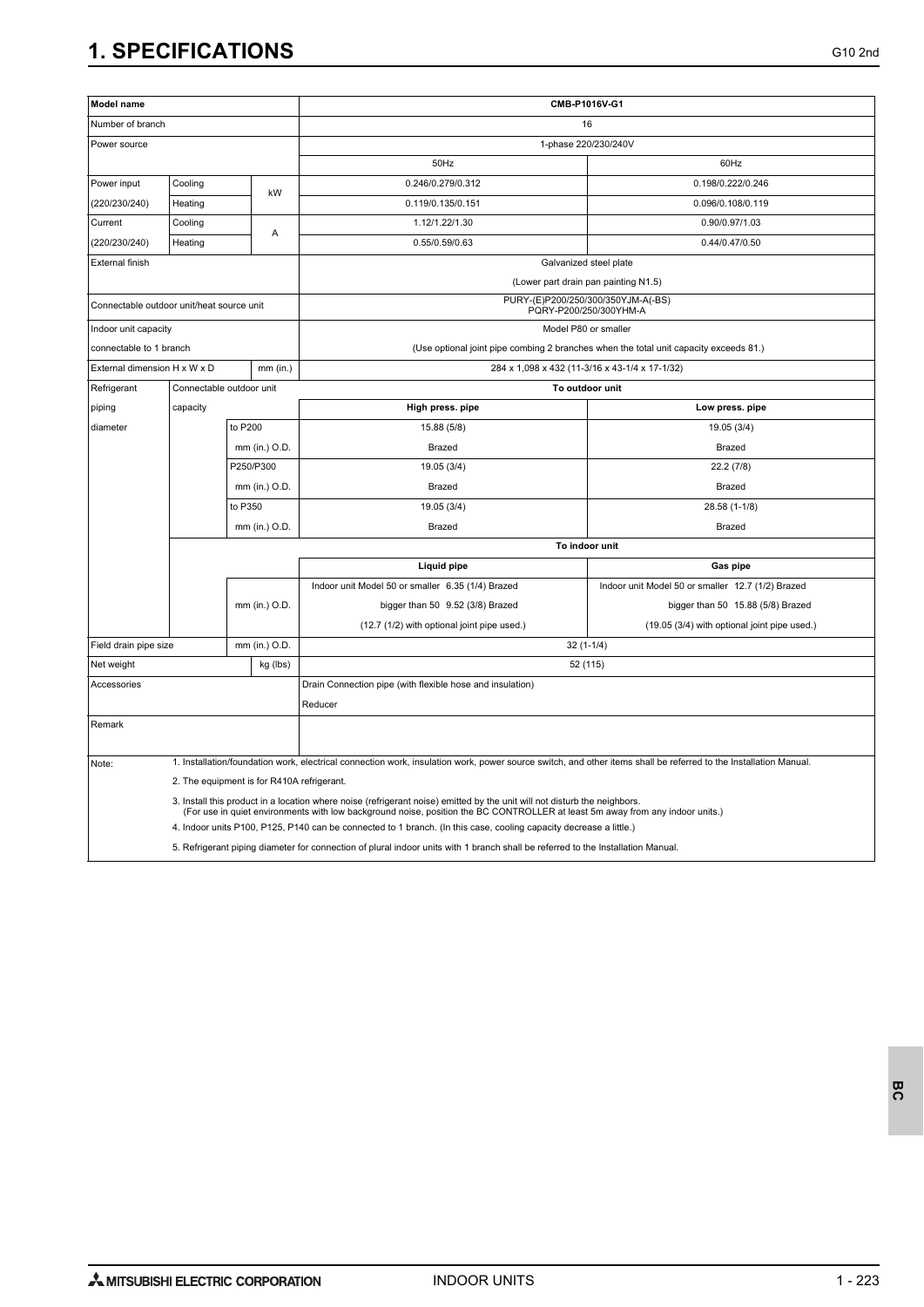# 1. SPECIFICATIONS

| Model name | | | | CMB-P1016V-G1 | |
|---|---|---|---|---|---|
| Number of branch | | | | 16 | |
| Power source | | | | 1-phase 220/230/240V | |
| | | | | 50Hz | 60Hz |
| Power input | Cooling | | kW | 0.246/0.279/0.312 | 0.198/0.222/0.246 |
| (220/230/240) | Heating | | | 0.119/0.135/0.151 | 0.096/0.108/0.119 |
| Current | Cooling | | A | 1.12/1.22/1.30 | 0.90/0.97/1.03 |
| (220/230/240) | Heating | | | 0.55/0.59/0.63 | 0.44/0.47/0.50 |
| External finish | | | | Galvanized steel plate (Lower part drain pan painting N1.5) | |
| Connectable outdoor unit/heat source unit | | | | PURY-(E)P200/250/300/350YJM-A(-BS) PQRY-P200/250/300YHM-A | |
| Indoor unit capacity connectable to 1 branch | | | | Model P80 or smaller (Use optional joint pipe combing 2 branches when the total unit capacity exceeds 81.) | |
| External dimension H x W x D | | | mm (in.) | 284 x 1,098 x 432 (11-3/16 x 43-1/4 x 17-1/32) | |
| Refrigerant | Connectable outdoor unit | | | To outdoor unit | |
| piping | capacity | | | **High press. pipe** | **Low press. pipe** |
| diameter | | to P200 | | 15.88 (5/8) | 19.05 (3/4) |
| | | | mm (in.) O.D. | Brazed | Brazed |
| | | P250/P300 | | 19.05 (3/4) | 22.2 (7/8) |
| | | | mm (in.) O.D. | Brazed | Brazed |
| | | to P350 | | 19.05 (3/4) | 28.58 (1-1/8) |
| | | | mm (in.) O.D. | Brazed | Brazed |
| | | | | **To indoor unit** | |
| | | | | **Liquid pipe** | **Gas pipe** |
| | | | | Indoor unit Model 50 or smaller 6.35 (1/4) Brazed | Indoor unit Model 50 or smaller 12.7 (1/2) Brazed |
| | | | mm (in.) O.D. | bigger than 50 9.52 (3/8) Brazed | bigger than 50 15.88 (5/8) Brazed |
| | | | | (12.7 (1/2) with optional joint pipe used.) | (19.05 (3/4) with optional joint pipe used.) |
| Field drain pipe size | | | mm (in.) O.D. | 32 (1-1/4) | |
| Net weight | | | kg (lbs) | 52 (115) | |
| Accessories | | | | Drain Connection pipe (with flexible hose and insulation) Reducer | |
| Remark | | | | | |

Note:

1. Installation/foundation work, electrical connection work, insulation work, power source switch, and other items shall be referred to the Installation Manual.
2. The equipment is for R410A refrigerant.
3. Install this product in a location where noise (refrigerant noise) emitted by the unit will not disturb the neighbors. (For use in quiet environments with low background noise, position the BC CONTROLLER at least 5m away from any indoor units.)
4. Indoor units P100, P125, P140 can be connected to 1 branch. (In this case, cooling capacity decrease a little.)
5. Refrigerant piping diameter for connection of plural indoor units with 1 branch shall be referred to the Installation Manual.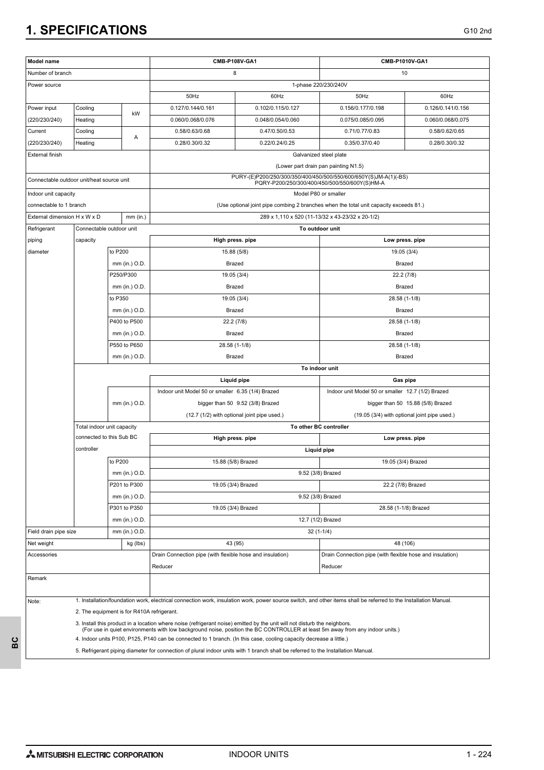# 1. SPECIFICATIONS

| Model name | | | | CMB-P108V-GA1 | | CMB-P1010V-GA1 | |
|---|---|---|---|---|---|---|---|
| Number of branch | | | | 8 | | 10 | |
| Power source | | | | 1-phase 220/230/240V | | | |
| | | | | 50Hz | 60Hz | 50Hz | 60Hz |
| Power input (220/230/240) | Cooling | | kW | 0.127/0.144/0.161 | 0.102/0.115/0.127 | 0.156/0.177/0.198 | 0.126/0.141/0.156 |
| | Heating | | | 0.060/0.068/0.076 | 0.048/0.054/0.060 | 0.075/0.085/0.095 | 0.060/0.068/0.075 |
| Current (220/230/240) | Cooling | | A | 0.58/0.63/0.68 | 0.47/0.50/0.53 | 0.71/0.77/0.83 | 0.58/0.62/0.65 |
| | Heating | | | 0.28/0.30/0.32 | 0.22/0.24/0.25 | 0.35/0.37/0.40 | 0.28/0.30/0.32 |
| External finish | | | | Galvanized steel plate (Lower part drain pan painting N1.5) | | | |
| Connectable outdoor unit/heat source unit | | | | PURY-(E)P200/250/300/350/400/450/500/550/600/650Y(S)JM-A(1)(-BS) PQRY-P200/250/300/400/450/500/550/600Y(S)HM-A | | | |
| Indoor unit capacity connectable to 1 branch | | | | Model P80 or smaller (Use optional joint pipe combing 2 branches when the total unit capacity exceeds 81.) | | | |
| External dimension H x W x D | | | mm (in.) | 289 x 1,110 x 520 (11-13/32 x 43-23/32 x 20-1/2) | | | |
| Refrigerant piping diameter | Connectable outdoor unit capacity | | | To outdoor unit | | | |
| | | | | High press. pipe | | Low press. pipe | |
| | | to P200 | mm (in.) O.D. | 15.88 (5/8) Brazed | | 19.05 (3/4) Brazed | |
| | | P250/P300 | mm (in.) O.D. | 19.05 (3/4) Brazed | | 22.2 (7/8) Brazed | |
| | | to P350 | mm (in.) O.D. | 19.05 (3/4) Brazed | | 28.58 (1-1/8) Brazed | |
| | | P400 to P500 | mm (in.) O.D. | 22.2 (7/8) Brazed | | 28.58 (1-1/8) Brazed | |
| | | P550 to P650 | mm (in.) O.D. | 28.58 (1-1/8) Brazed | | 28.58 (1-1/8) Brazed | |
| | | | | To indoor unit | | | |
| | | | | Liquid pipe | | Gas pipe | |
| | | | mm (in.) O.D. | Indoor unit Model 50 or smaller 6.35 (1/4) Brazed; bigger than 50 9.52 (3/8) Brazed (12.7 (1/2) with optional joint pipe used.) | | Indoor unit Model 50 or smaller 12.7 (1/2) Brazed; bigger than 50 15.88 (5/8) Brazed (19.05 (3/4) with optional joint pipe used.) | |
| | Total indoor unit capacity connected to this Sub BC controller | | | To other BC controller | | | |
| | | | | High press. pipe | | Low press. pipe | |
| | | | | Liquid pipe | | | |
| | | to P200 | mm (in.) O.D. | 15.88 (5/8) Brazed | | 19.05 (3/4) Brazed | |
| | | | | 9.52 (3/8) Brazed | | | |
| | | P201 to P300 | mm (in.) O.D. | 19.05 (3/4) Brazed | | 22.2 (7/8) Brazed | |
| | | | | 9.52 (3/8) Brazed | | | |
| | | P301 to P350 | mm (in.) O.D. | 19.05 (3/4) Brazed | | 28.58 (1-1/8) Brazed | |
| | | | | 12.7 (1/2) Brazed | | | |
| Field drain pipe size | | | mm (in.) O.D. | 32 (1-1/4) | | | |
| Net weight | | | kg (lbs) | 43 (95) | | 48 (106) | |
| Accessories | | | | Drain Connection pipe (with flexible hose and insulation) Reducer | | Drain Connection pipe (with flexible hose and insulation) Reducer | |
| Remark | | | | | | | |

Note:
1. Installation/foundation work, electrical connection work, insulation work, power source switch, and other items shall be referred to the Installation Manual.
2. The equipment is for R410A refrigerant.
3. Install this product in a location where noise (refrigerant noise) emitted by the unit will not disturb the neighbors.
   (For use in quiet environments with low background noise, position the BC CONTROLLER at least 5m away from any indoor units.)
4. Indoor units P100, P125, P140 can be connected to 1 branch. (In this case, cooling capacity decrease a little.)
5. Refrigerant piping diameter for connection of plural indoor units with 1 branch shall be referred to the Installation Manual.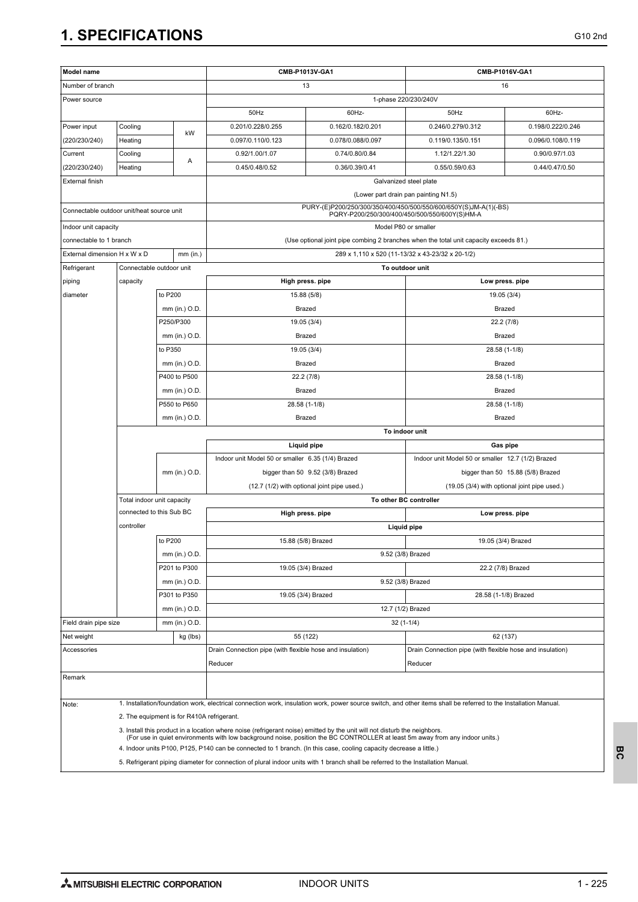# 1. SPECIFICATIONS

| Model name | | | | CMB-P1013V-GA1 | | CMB-P1016V-GA1 | |
|---|---|---|---|---|---|---|---|
| Number of branch | | | | 13 | | 16 | |
| Power source | | | | 1-phase 220/230/240V | | | |
| | | | | 50Hz | 60Hz- | 50Hz | 60Hz- |
| Power input (220/230/240) | Cooling | | kW | 0.201/0.228/0.255 | 0.162/0.182/0.201 | 0.246/0.279/0.312 | 0.198/0.222/0.246 |
| | Heating | | kW | 0.097/0.110/0.123 | 0.078/0.088/0.097 | 0.119/0.135/0.151 | 0.096/0.108/0.119 |
| Current (220/230/240) | Cooling | | A | 0.92/1.00/1.07 | 0.74/0.80/0.84 | 1.12/1.22/1.30 | 0.90/0.97/1.03 |
| | Heating | | A | 0.45/0.48/0.52 | 0.36/0.39/0.41 | 0.55/0.59/0.63 | 0.44/0.47/0.50 |
| External finish | | | | Galvanized steel plate (Lower part drain pan painting N1.5) | | | |
| Connectable outdoor unit/heat source unit | | | | PURY-(E)P200/250/300/350/400/450/500/550/600/650Y(S)JM-A(1)(-BS) PQRY-P200/250/300/400/450/500/550/600Y(S)HM-A | | | |
| Indoor unit capacity connectable to 1 branch | | | | Model P80 or smaller (Use optional joint pipe combing 2 branches when the total unit capacity exceeds 81.) | | | |
| External dimension H x W x D | | | mm (in.) | 289 x 1,110 x 520 (11-13/32 x 43-23/32 x 20-1/2) | | | |
| Refrigerant piping diameter | Connectable outdoor unit capacity | | | To outdoor unit | | | |
| | | | | High press. pipe | | Low press. pipe | |
| | | to P200 | mm (in.) O.D. | 15.88 (5/8) Brazed | | 19.05 (3/4) Brazed | |
| | | P250/P300 | mm (in.) O.D. | 19.05 (3/4) Brazed | | 22.2 (7/8) Brazed | |
| | | to P350 | mm (in.) O.D. | 19.05 (3/4) Brazed | | 28.58 (1-1/8) Brazed | |
| | | P400 to P500 | mm (in.) O.D. | 22.2 (7/8) Brazed | | 28.58 (1-1/8) Brazed | |
| | | P550 to P650 | mm (in.) O.D. | 28.58 (1-1/8) Brazed | | 28.58 (1-1/8) Brazed | |
| | | | | To indoor unit | | | |
| | | | | Liquid pipe | | Gas pipe | |
| | | | mm (in.) O.D. | Indoor unit Model 50 or smaller 6.35 (1/4) Brazed; bigger than 50 9.52 (3/8) Brazed; (12.7 (1/2) with optional joint pipe used.) | | Indoor unit Model 50 or smaller 12.7 (1/2) Brazed; bigger than 50 15.88 (5/8) Brazed; (19.05 (3/4) with optional joint pipe used.) | |
| | Total indoor unit capacity connected to this Sub BC controller | | | To other BC controller | | | |
| | | | | High press. pipe | | Low press. pipe | |
| | | | | Liquid pipe | | | |
| | | to P200 | mm (in.) O.D. | 15.88 (5/8) Brazed | | 19.05 (3/4) Brazed | |
| | | | | 9.52 (3/8) Brazed | | | |
| | | P201 to P300 | mm (in.) O.D. | 19.05 (3/4) Brazed | | 22.2 (7/8) Brazed | |
| | | | | 9.52 (3/8) Brazed | | | |
| | | P301 to P350 | mm (in.) O.D. | 19.05 (3/4) Brazed | | 28.58 (1-1/8) Brazed | |
| | | | | 12.7 (1/2) Brazed | | | |
| Field drain pipe size | | | mm (in.) O.D. | 32 (1-1/4) | | | |
| Net weight | | | kg (lbs) | 55 (122) | | 62 (137) | |
| Accessories | | | | Drain Connection pipe (with flexible hose and insulation); Reducer | | Drain Connection pipe (with flexible hose and insulation); Reducer | |
| Remark | | | | | | | |

Note:

1. Installation/foundation work, electrical connection work, insulation work, power source switch, and other items shall be referred to the Installation Manual.
2. The equipment is for R410A refrigerant.
3. Install this product in a location where noise (refrigerant noise) emitted by the unit will not disturb the neighbors.
   (For use in quiet environments with low background noise, position the BC CONTROLLER at least 5m away from any indoor units.)
4. Indoor units P100, P125, P140 can be connected to 1 branch. (In this case, cooling capacity decrease a little.)
5. Refrigerant piping diameter for connection of plural indoor units with 1 branch shall be referred to the Installation Manual.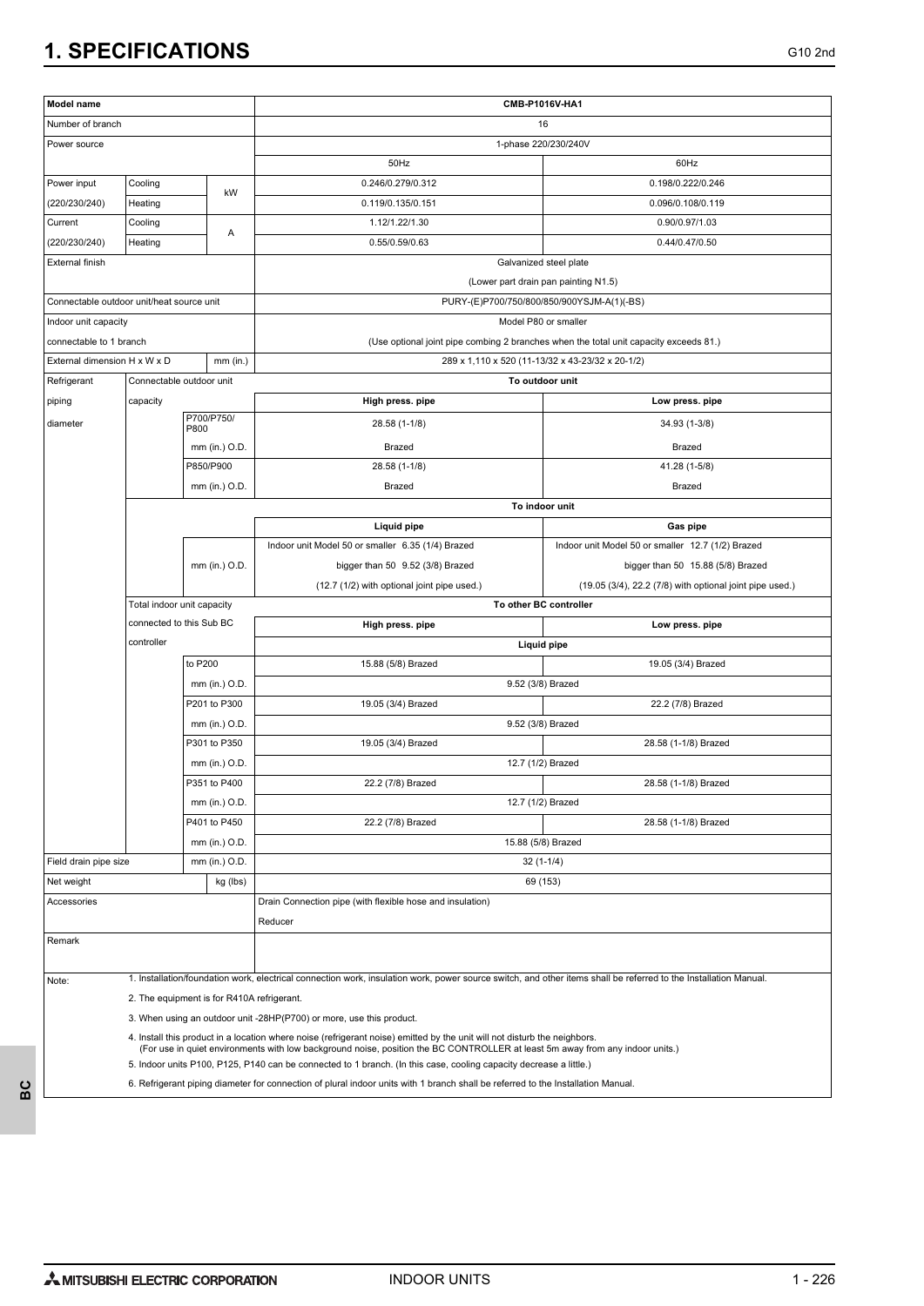# 1. SPECIFICATIONS

| Model name | | | CMB-P1016V-HA1 | |
|---|---|---|---|---|
| Number of branch | | | 16 | |
| Power source | | | 1-phase 220/230/240V | |
| | | | 50Hz | 60Hz |
| Power input (220/230/240) | Cooling | kW | 0.246/0.279/0.312 | 0.198/0.222/0.246 |
| | Heating | | 0.119/0.135/0.151 | 0.096/0.108/0.119 |
| Current (220/230/240) | Cooling | A | 1.12/1.22/1.30 | 0.90/0.97/1.03 |
| | Heating | | 0.55/0.59/0.63 | 0.44/0.47/0.50 |
| External finish | | | Galvanized steel plate (Lower part drain pan painting N1.5) | |
| Connectable outdoor unit/heat source unit | | | PURY-(E)P700/750/800/850/900YSJM-A(1)(-BS) | |
| Indoor unit capacity connectable to 1 branch | | | Model P80 or smaller (Use optional joint pipe combing 2 branches when the total unit capacity exceeds 81.) | |
| External dimension H x W x D | | mm (in.) | 289 x 1,110 x 520 (11-13/32 x 43-23/32 x 20-1/2) | |
| Refrigerant piping diameter | Connectable outdoor unit capacity | | To outdoor unit | |
| | | | High press. pipe | Low press. pipe |
| | | P700/P750/P800 mm (in.) O.D. | 28.58 (1-1/8) Brazed | 34.93 (1-3/8) Brazed |
| | | P850/P900 mm (in.) O.D. | 28.58 (1-1/8) Brazed | 41.28 (1-5/8) Brazed |
| | | | To indoor unit | |
| | | | Liquid pipe | Gas pipe |
| | | mm (in.) O.D. | Indoor unit Model 50 or smaller 6.35 (1/4) Brazed<br>bigger than 50 9.52 (3/8) Brazed<br>(12.7 (1/2) with optional joint pipe used.) | Indoor unit Model 50 or smaller 12.7 (1/2) Brazed<br>bigger than 50 15.88 (5/8) Brazed<br>(19.05 (3/4), 22.2 (7/8) with optional joint pipe used.) |
| | Total indoor unit capacity connected to this Sub BC controller | | To other BC controller | |
| | | | High press. pipe | Low press. pipe |
| | | | Liquid pipe | |
| | | to P200 | 15.88 (5/8) Brazed | 19.05 (3/4) Brazed |
| | | mm (in.) O.D. | 9.52 (3/8) Brazed | |
| | | P201 to P300 | 19.05 (3/4) Brazed | 22.2 (7/8) Brazed |
| | | mm (in.) O.D. | 9.52 (3/8) Brazed | |
| | | P301 to P350 | 19.05 (3/4) Brazed | 28.58 (1-1/8) Brazed |
| | | mm (in.) O.D. | 12.7 (1/2) Brazed | |
| | | P351 to P400 | 22.2 (7/8) Brazed | 28.58 (1-1/8) Brazed |
| | | mm (in.) O.D. | 12.7 (1/2) Brazed | |
| | | P401 to P450 | 22.2 (7/8) Brazed | 28.58 (1-1/8) Brazed |
| | | mm (in.) O.D. | 15.88 (5/8) Brazed | |
| Field drain pipe size | | mm (in.) O.D. | 32 (1-1/4) | |
| Net weight | | kg (lbs) | 69 (153) | |
| Accessories | | | Drain Connection pipe (with flexible hose and insulation)<br>Reducer | |
| Remark | | | | |

Note:
1. Installation/foundation work, electrical connection work, insulation work, power source switch, and other items shall be referred to the Installation Manual.
2. The equipment is for R410A refrigerant.
3. When using an outdoor unit -28HP(P700) or more, use this product.
4. Install this product in a location where noise (refrigerant noise) emitted by the unit will not disturb the neighbors. (For use in quiet environments with low background noise, position the BC CONTROLLER at least 5m away from any indoor units.)
5. Indoor units P100, P125, P140 can be connected to 1 branch. (In this case, cooling capacity decrease a little.)
6. Refrigerant piping diameter for connection of plural indoor units with 1 branch shall be referred to the Installation Manual.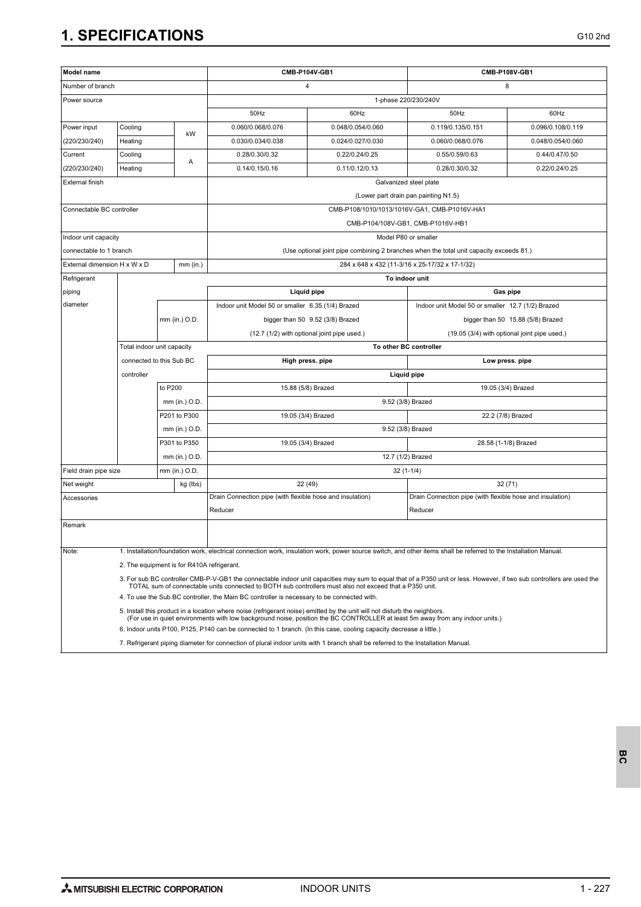# 1. SPECIFICATIONS

| Model name | | | | CMB-P104V-GB1 | | CMB-P108V-GB1 | |
|---|---|---|---|---|---|---|---|
| Number of branch | | | | 4 | | 8 | |
| Power source | | | | 1-phase 220/230/240V | | | |
| | | | | 50Hz | 60Hz | 50Hz | 60Hz |
| Power input (220/230/240) | Cooling | | kW | 0.060/0.068/0.076 | 0.048/0.054/0.060 | 0.119/0.135/0.151 | 0.096/0.108/0.119 |
| | Heating | | | 0.030/0.034/0.038 | 0.024/0.027/0.030 | 0.060/0.068/0.076 | 0.048/0.054/0.060 |
| Current (220/230/240) | Cooling | | A | 0.28/0.30/0.32 | 0.22/0.24/0.25 | 0.55/0.59/0.63 | 0.44/0.47/0.50 |
| | Heating | | | 0.14/0.15/0.16 | 0.11/0.12/0.13 | 0.28/0.30/0.32 | 0.22/0.24/0.25 |
| External finish | | | | Galvanized steel plate (Lower part drain pan painting N1.5) | | | |
| Connectable BC controller | | | | CMB-P108/1010/1013/1016V-GA1, CMB-P1016V-HA1 CMB-P104/108V-GB1, CMB-P1016V-HB1 | | | |
| Indoor unit capacity connectable to 1 branch | | | | Model P80 or smaller (Use optional joint pipe combining 2 branches when the total unit capacity exceeds 81.) | | | |
| External dimension H x W x D | | | mm (in.) | 284 x 648 x 432 (11-3/16 x 25-17/32 x 17-1/32) | | | |
| Refrigerant piping diameter | | | | To indoor unit | | | |
| | | | | Liquid pipe | | Gas pipe | |
| | | | mm (in.) O.D. | Indoor unit Model 50 or smaller 6.35 (1/4) Brazed<br>bigger than 50 9.52 (3/8) Brazed<br>(12.7 (1/2) with optional joint pipe used.) | | Indoor unit Model 50 or smaller 12.7 (1/2) Brazed<br>bigger than 50 15.88 (5/8) Brazed<br>(19.05 (3/4) with optional joint pipe used.) | |
| | Total indoor unit capacity connected to this Sub BC controller | | | To other BC controller | | | |
| | | | | High press. pipe | | Low press. pipe | |
| | | | | Liquid pipe | | | |
| | | to P200 | mm (in.) O.D. | 15.88 (5/8) Brazed | | 19.05 (3/4) Brazed | |
| | | | | 9.52 (3/8) Brazed | | | |
| | | P201 to P300 | mm (in.) O.D. | 19.05 (3/4) Brazed | | 22.2 (7/8) Brazed | |
| | | | | 9.52 (3/8) Brazed | | | |
| | | P301 to P350 | mm (in.) O.D. | 19.05 (3/4) Brazed | | 28.58 (1-1/8) Brazed | |
| | | | | 12.7 (1/2) Brazed | | | |
| Field drain pipe size | | | mm (in.) O.D. | 32 (1-1/4) | | | |
| Net weight | | | kg (lbs) | 22 (49) | | 32 (71) | |
| Accessories | | | | Drain Connection pipe (with flexible hose and insulation)<br>Reducer | | Drain Connection pipe (with flexible hose and insulation)<br>Reducer | |
| Remark | | | | | | | |

Note:

1. Installation/foundation work, electrical connection work, insulation work, power source switch, and other items shall be referred to the Installation Manual.
2. The equipment is for R410A refrigerant.
3. For sub BC controller CMB-P-V-GB1 the connectable indoor unit capacities may sum to equal that of a P350 unit or less. However, if two sub controllers are used the TOTAL sum of connectable units connected to BOTH sub controllers must also not exceed that a P350 unit.
4. To use the Sub BC controller, the Main BC controller is necessary to be connected with.
5. Install this product in a location where noise (refrigerant noise) emitted by the unit will not disturb the neighbors. (For use in quiet environments with low background noise, position the BC CONTROLLER at least 5m away from any indoor units.)
6. Indoor units P100, P125, P140 can be connected to 1 branch. (In this case, cooling capacity decrease a little.)
7. Refrigerant piping diameter for connection of plural indoor units with 1 branch shall be referred to the Installation Manual.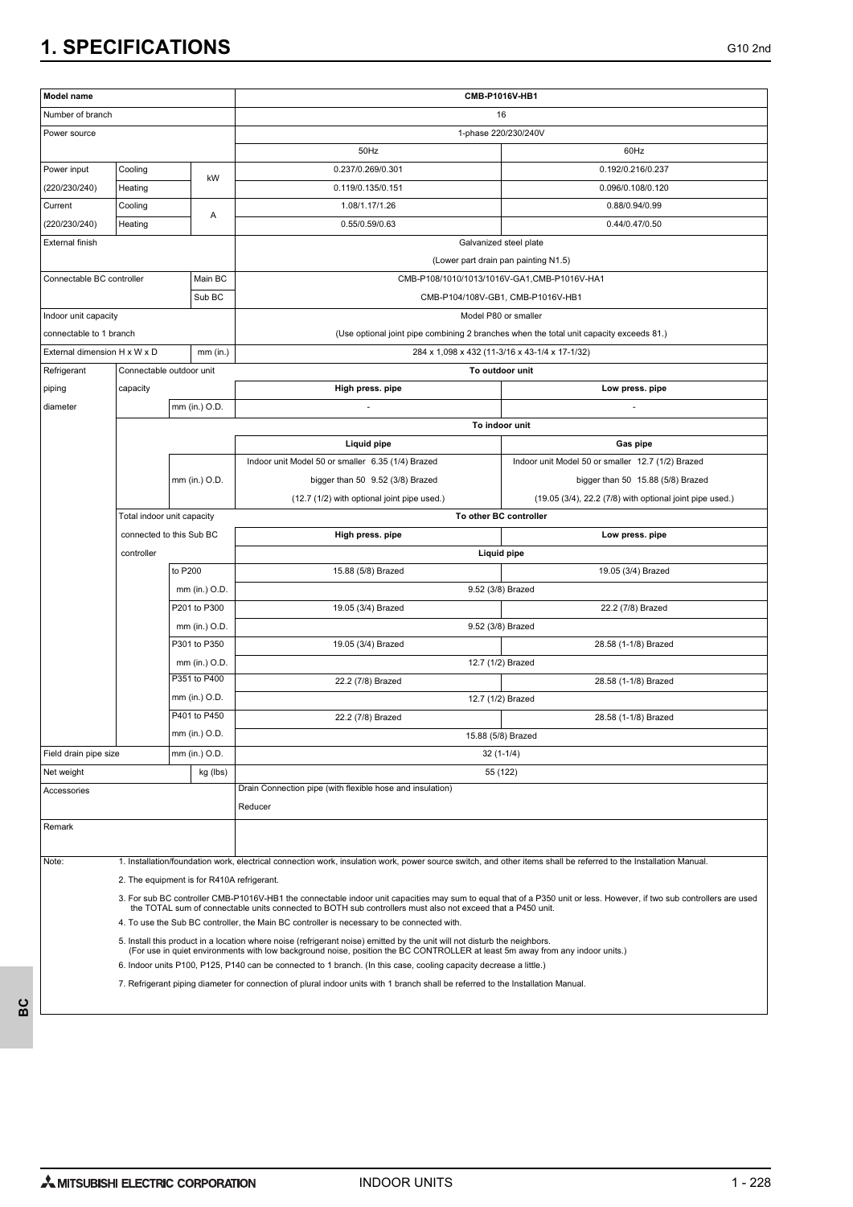# 1. SPECIFICATIONS

| Model name | | | CMB-P1016V-HB1 | |
|---|---|---|---|---|
| Number of branch | | | 16 | |
| Power source | | | 1-phase 220/230/240V | |
| | | | 50Hz | 60Hz |
| Power input (220/230/240) | Cooling | kW | 0.237/0.269/0.301 | 0.192/0.216/0.237 |
| | Heating | | 0.119/0.135/0.151 | 0.096/0.108/0.120 |
| Current (220/230/240) | Cooling | A | 1.08/1.17/1.26 | 0.88/0.94/0.99 |
| | Heating | | 0.55/0.59/0.63 | 0.44/0.47/0.50 |
| External finish | | | Galvanized steel plate<br>(Lower part drain pan painting N1.5) | |
| Connectable BC controller | | Main BC | CMB-P108/1010/1013/1016V-GA1,CMB-P1016V-HA1 | |
| | | Sub BC | CMB-P104/108V-GB1, CMB-P1016V-HB1 | |
| Indoor unit capacity connectable to 1 branch | | | Model P80 or smaller<br>(Use optional joint pipe combining 2 branches when the total unit capacity exceeds 81.) | |
| External dimension H x W x D | | mm (in.) | 284 x 1,098 x 432 (11-3/16 x 43-1/4 x 17-1/32) | |
| Refrigerant piping diameter | Connectable outdoor unit capacity | | To outdoor unit | |
| | | | High press. pipe | Low press. pipe |
| | | mm (in.) O.D. | - | - |
| | | | To indoor unit | |
| | | | Liquid pipe | Gas pipe |
| | | mm (in.) O.D. | Indoor unit Model 50 or smaller 6.35 (1/4) Brazed<br>bigger than 50 9.52 (3/8) Brazed<br>(12.7 (1/2) with optional joint pipe used.) | Indoor unit Model 50 or smaller 12.7 (1/2) Brazed<br>bigger than 50 15.88 (5/8) Brazed<br>(19.05 (3/4), 22.2 (7/8) with optional joint pipe used.) |
| | Total indoor unit capacity connected to this Sub BC controller | | To other BC controller | |
| | | | High press. pipe | Low press. pipe |
| | | | Liquid pipe | |
| | | to P200 | 15.88 (5/8) Brazed | 19.05 (3/4) Brazed |
| | | mm (in.) O.D. | 9.52 (3/8) Brazed | |
| | | P201 to P300 | 19.05 (3/4) Brazed | 22.2 (7/8) Brazed |
| | | mm (in.) O.D. | 9.52 (3/8) Brazed | |
| | | P301 to P350 | 19.05 (3/4) Brazed | 28.58 (1-1/8) Brazed |
| | | mm (in.) O.D. | 12.7 (1/2) Brazed | |
| | | P351 to P400 | 22.2 (7/8) Brazed | 28.58 (1-1/8) Brazed |
| | | mm (in.) O.D. | 12.7 (1/2) Brazed | |
| | | P401 to P450 | 22.2 (7/8) Brazed | 28.58 (1-1/8) Brazed |
| | | mm (in.) O.D. | 15.88 (5/8) Brazed | |
| Field drain pipe size | | mm (in.) O.D. | 32 (1-1/4) | |
| Net weight | | kg (lbs) | 55 (122) | |
| Accessories | | | Drain Connection pipe (with flexible hose and insulation)<br>Reducer | |
| Remark | | | | |

Note:
1. Installation/foundation work, electrical connection work, insulation work, power source switch, and other items shall be referred to the Installation Manual.
2. The equipment is for R410A refrigerant.
3. For sub BC controller CMB-P1016V-HB1 the connectable indoor unit capacities may sum to equal that of a P350 unit or less. However, if two sub controllers are used the TOTAL sum of connectable units connected to BOTH sub controllers must also not exceed that a P450 unit.
4. To use the Sub BC controller, the Main BC controller is necessary to be connected with.
5. Install this product in a location where noise (refrigerant noise) emitted by the unit will not disturb the neighbors. (For use in quiet environments with low background noise, position the BC CONTROLLER at least 5m away from any indoor units.)
6. Indoor units P100, P125, P140 can be connected to 1 branch. (In this case, cooling capacity decrease a little.)
7. Refrigerant piping diameter for connection of plural indoor units with 1 branch shall be referred to the Installation Manual.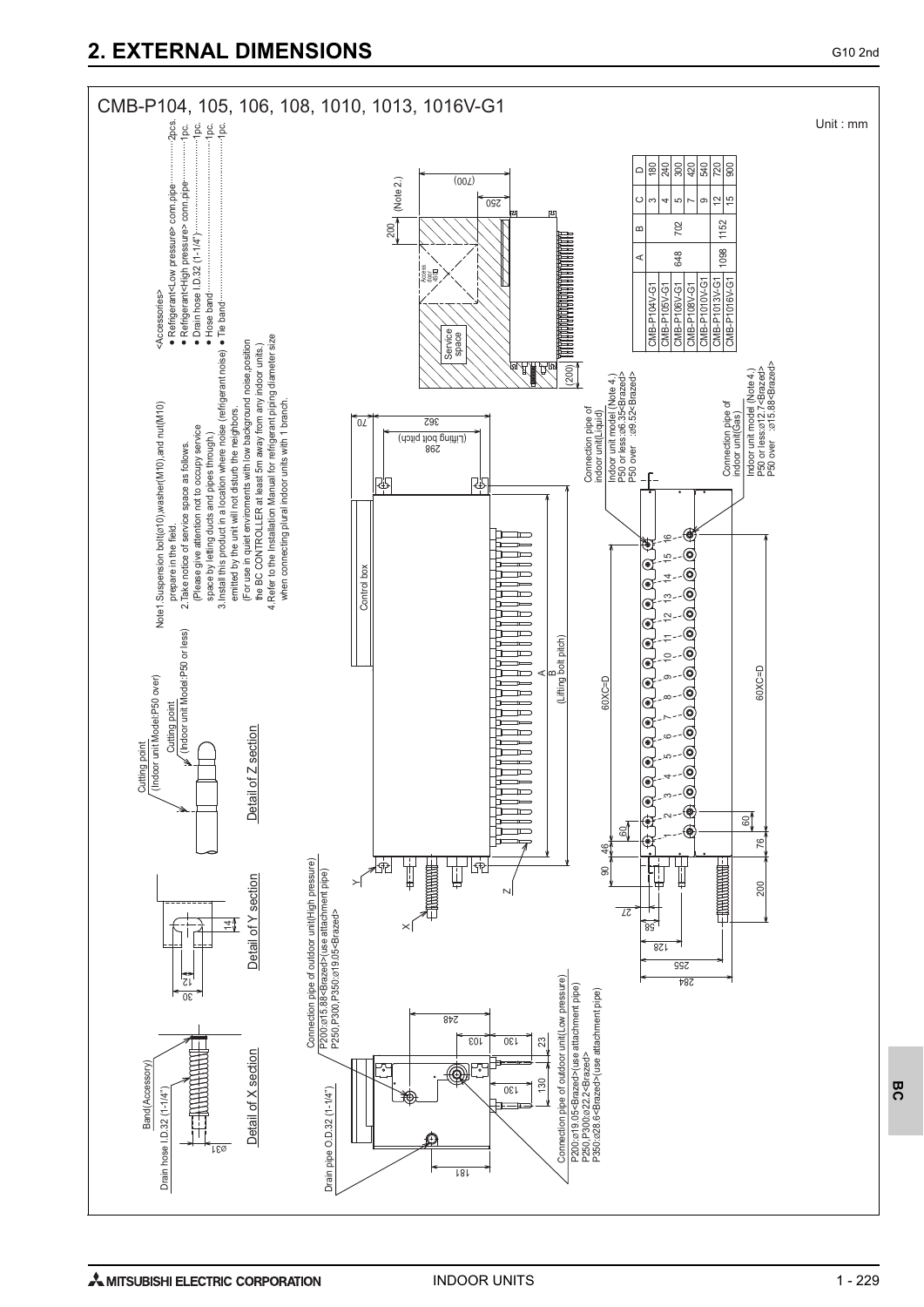## 2. EXTERNAL DIMENSIONS

CMB-P104, 105, 106, 108, 1010, 1013, 1016V-G1

Unit : mm

<Accessories>
- Refrigerant<Low pressure> conn.pipe..............2pcs.
- Refrigerant<High pressure> conn.pipe..............1pc.
- Drain hose I.D.32 (1-1/4")..............1pc.
- Hose band..............1pc.
- Tie band..............1pc.

Note1.Suspension bolt(⌀10),washer(M10),and nut(M10) prepare in the field.
2.Take notice of service space as follows.
(Please give attention not to occupy service space by letting ducts and pipes through.)
3.Install this product in a location where noise (refrigerant noise) emitted by the unit will not disturb the neighbors.
(For use in quiet enviroments with low background noise,position the BC CONTROLLER at least 5m away from any indoor units.)
4.Refer to the Installation Manual for refrigerant piping diameter size when connecting plural indoor units with 1 branch.

| | A | B | C | D |
|---|---|---|---|---|
| CMB-P104V-G1 | 648 | 702 | 3 | 180 |
| CMB-P105V-G1 | | | 4 | 240 |
| CMB-P106V-G1 | | | 5 | 300 |
| CMB-P108V-G1 | | | 7 | 420 |
| CMB-P1010V-G1 | | | 9 | 540 |
| CMB-P1013V-G1 | 1098 | 1152 | 12 | 720 |
| CMB-P1016V-G1 | | | 15 | 900 |

Service space

Access door 450□

(Note 2.)

Control box

A

B (Lifting bolt pitch)

298 (Lifting bolt pitch)

60XC=D

Connection pipe of indoor unit(Liquid)
Indoor unit model (Note 4.)
P50 or less:⌀6.35<Brazed>
P50 over :⌀9.52<Brazed>

Connection pipe of indoor unit(Gas)
Indoor unit model (Note 4.)
P50 or less:⌀12.7<Brazed>
P50 over :⌀15.88<Brazed>

Connection pipe of outdoor unit(High pressure)
P200:⌀15.88<Brazed>(use attachment pipe)
P250,P300,P350:⌀19.05<Brazed>

Connection pipe of outdoor unit(Low pressure)
P200:⌀19.05<Brazed>(use attachment pipe)
P250,P300:⌀22.2<Brazed>
P350:⌀28.6<Brazed>(use attachment pipe)

Drain pipe O.D.32 (1-1/4")

Band(Accessory)
Drain hose I.D.32 (1-1/4")

Detail of X section

Detail of Y section

Cutting point (Indoor unit Model:P50 over)
Cutting point (Indoor unit Model:P50 or less)

Detail of Z section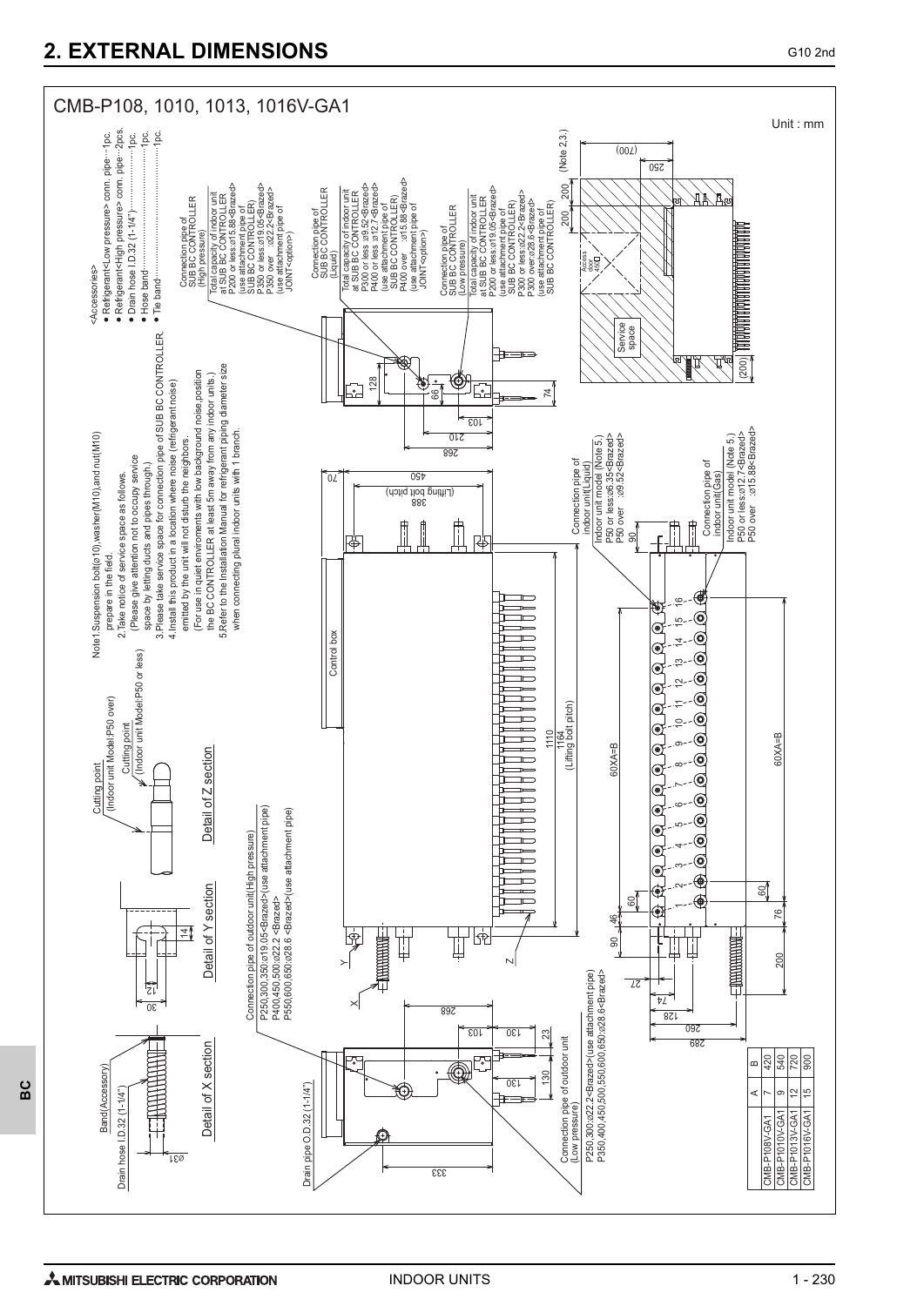# 2. EXTERNAL DIMENSIONS

CMB-P108, 1010, 1013, 1016V-GA1

Unit : mm

<Accessories>

- Refrigerant<Low pressure> conn. pipe···1pc.
- Refrigerant<High pressure> conn. pipe···2pcs.
- Drain hose I.D.32 (1-1/4")···1pc.
- Hose band···1pc.
- Tie band···1pc.

Note 1. Suspension bolt(ø10),washer(M10),and nut(M10) prepare in the field.

2. Take notice of service space as follows. (Please give attention not to occupy service space by letting ducts and pipes through.)
3. Please take service space for connection pipe of SUB BC CONTROLLER.
4. Install this product in a location where noise (refrigerant noise) emitted by the unit will not disturb the neighbors. (For use in quiet enviroments with low background noise,position the BC CONTROLLER at least 5m away from any indoor units.)
5. Refer to the Installation Manual for refrigerant piping diameter size when connecting plural indoor units with 1 branch.

Connection pipe of SUB BC CONTROLLER (High pressure)
Total capacity of indoor unit at SUB BC CONTROLLER
P200 or less:ø15.88<Brazed> (use attachment pipe of SUB BC CONTROLLER)
P350 or less:ø19.05<Brazed>
P350 over :ø22.2<Brazed> (use attachment pipe of JOINT<option>)

Connection pipe of SUB BC CONTROLLER (Liquid)
Total capacity of indoor unit at SUB BC CONTROLLER
P300 or less :ø9.52<Brazed>
P400 or less :ø12.7<Brazed> (use attachment pipe of SUB BC CONTROLLER)
P400 over :ø15.88<Brazed> (use attachment pipe of JOINT<option>)

Connection pipe of SUB BC CONTROLLER (Low pressure)
Total capacity of indoor unit at SUB BC CONTROLLER
P200 or less:ø19.05<Brazed> (use attachment pipe of SUB BC CONTROLLER)
P300 or less:ø22.2<Brazed>
P300 over:ø28.6<Brazed> (use attachment pipe of SUB BC CONTROLLER)

Connection pipe of indoor unit(Liquid)
Indoor unit model (Note 5.)
P50 or less:ø6.35<Brazed>
P50 over :ø9.52<Brazed>

Connection pipe of indoor unit(Gas)
Indoor unit model (Note 5.)
P50 or less:ø12.7<Brazed>
P50 over :ø15.88<Brazed>

Connection pipe of outdoor unit(High pressure)
P250,300,350:ø19.05<Brazed>(use attachment pipe)
P400,450,500:ø22.2 <Brazed>
P550,600,650:ø28.6 <Brazed>(use attachment pipe)

Connection pipe of outdoor unit (Low pressure)
P250,300:ø22.2<Brazed>(use attachment pipe)
P350,400,450,500,550,600,650:ø28.6<Brazed>

Drain pipe O.D.32 (1-1/4")

Drain hose I.D.32 (1-1/4")

Band(Accessory)

Cutting point (Indoor unit Model:P50 over)

Cutting point (Indoor unit Model:P50 or less)

Detail of X section

Detail of Y section

Detail of Z section

Control box

Service space

Access door

(Note 2,3.)

1110

1164 (Lifting bolt pitch)

60XA=B

| | A | B |
|---|---|---|
| CMB-P108V-GA1 | 7 | 420 |
| CMB-P1010V-GA1 | 9 | 540 |
| CMB-P1013V-GA1 | 12 | 720 |
| CMB-P1016V-GA1 | 15 | 900 |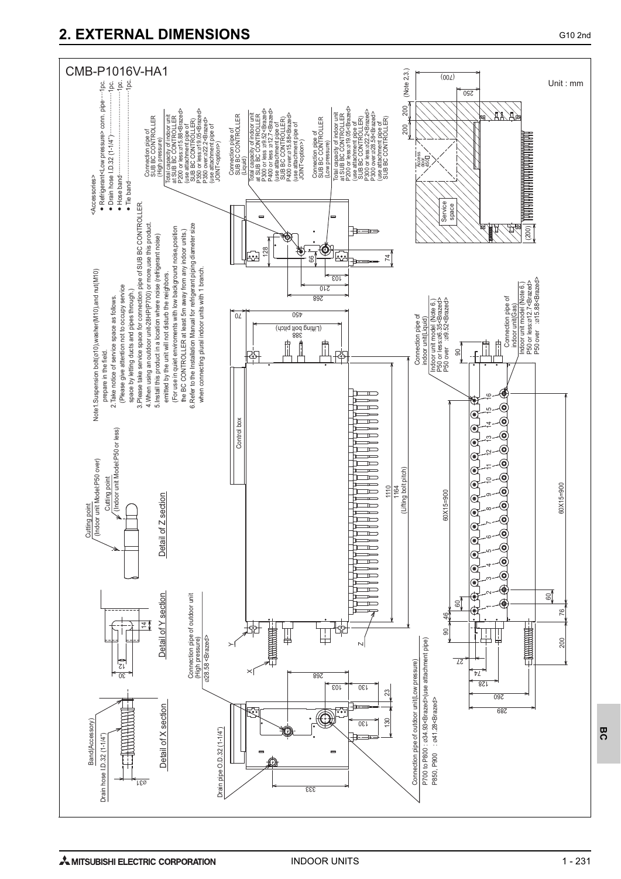# 2. EXTERNAL DIMENSIONS

G10 2nd

## CMB-P1016V-HA1

Unit : mm

<Accessories>

- Refrigerant<Low pressure> conn. pipe······1pc.
- Drain hose I.D.32 (1-1/4")······1pc.
- Hose band······1pc.
- Tie band······1pc.

Note1.Suspension bolt(ø10),washer(M10),and nut(M10) prepare in the field.

2.Take notice of service space as follows. (Please give attention not to occupy service space by letting ducts and pipes through.)

3.Please take service space for connection pipe of SUB BC CONTROLLER.

4.When using an outdoor unit-28HP(P700) or more,use this product.

5.Install this product in a location where noise (refrigerant noise) emitted by the unit will not disturb the neighbors. (For use in quiet enviroments with low background noise,position the BC CONTROLLER at least 5m away from any indoor units.)

6.Refer to the Installation Manual for refrigerant piping diameter size when connecting plural indoor units with 1 branch.

Connection pipe of SUB BC CONTROLLER (High pressure)
Total capacity of indoor unit at SUB BC CONTROLLER
P200 or less:ø15.88<Brazed>
(use attachment pipe of SUB BC CONTROLLER)
P350 or less:ø19.05<Brazed>
P350 over:ø22.2<Brazed>
(use attachment pipe of JOINT<option>)

Connection pipe of SUB BC CONTROLLER (Liquid)
Total capacity of indoor unit at SUB BC CONTROLLER
P300 or less :ø9.52<Brazed>
P400 or less :ø12.7<Brazed>
(use attachment pipe of SUB BC CONTROLLER)
P400 over:ø15.88<Brazed>
(use attachment pipe of JOINT<option>)

Connection pipe of SUB BC CONTROLLER (Low pressure)
Total capacity of indoor unit at SUB BC CONTROLLER
P200 or less:ø19.05<Brazed>
(use attachment pipe of SUB BC CONTROLLER)
P300 or less:ø22.2<Brazed>
P300 over:ø28.58<Brazed>
(use attachment pipe of SUB BC CONTROLLER)

Connection pipe of indoor unit(Liquid)
Indoor unit model (Note 6.)
P50 or less:ø6.35<Brazed>
P50 over :ø9.52<Brazed>

Connection pipe of indoor unit(Gas)
Indoor unit model (Note 6.)
P50 or less:ø12.7<Brazed>
P50 over :ø15.88<Brazed>

Connection pipe of outdoor unit (High pressure)
ø28.58 <Brazed>

Connection pipe of outdoor unit(Low pressure)
P700 to P800 : ø34.93<Brazed>(use attachment pipe)
P850, P900 : ø41.28<Brazed>

Drain pipe O.D.32 (1-1/4")

Cutting point (Indoor unit Model:P50 over)
Cutting point (Indoor unit Model:P50 or less)

Band(Accessory)
Drain hose I.D.32 (1-1/4")

Detail of X section

Detail of Y section

Detail of Z section

Control box

Service space

Access door 450□

(Note 2,3.)

1110
1164 (Lifting bolt pitch)
388 (Lifting bolt pitch)
450
60X15=900

BC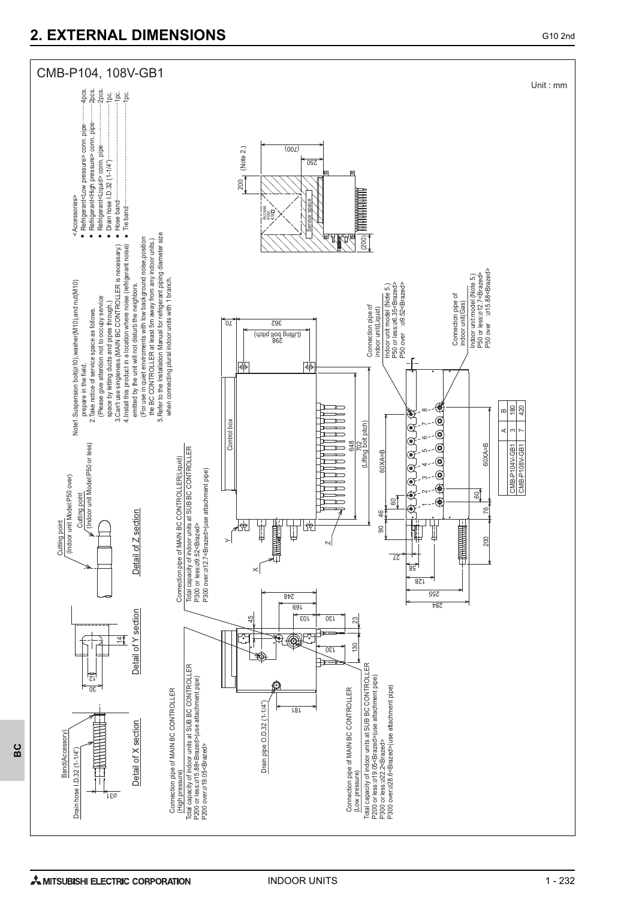# 2. EXTERNAL DIMENSIONS

## CMB-P104, 108V-GB1

Unit : mm

<Accessories>

- Refrigerant<Low pressure> conn. pipe··········4pcs.
- Refrigerant<High pressure> conn. pipe··········2pcs.
- Refrigerant<Liquid> conn. pipe··········2pcs.
- Drain hose I.D.32 (1-1/4")··········1pc.
- Hose band··········1pc.
- Tie band··········1pc.

Note1.Suspension bolt(ø10),washer(M10),and nut(M10) prepare in the field.
2.Take notice of service space as follows.
(Please give attention not to occupy service space by letting ducts and pipes through.)
3.Can't use singleness.(MAIN BC CONTROLLER is necessary.)
4.Install this product in a location where noise (refrigerant noise) emitted by the unit will not disturb the neighbors.
(For use in quiet enviroments with low background noise,position the BC CONTROLLER at least 5m away from any indoor units.)
5.Refer to the Installation Manual for refrigerant piping diameter size when connecting plural indoor units with 1 branch.

Connection pipe of MAIN BC CONTROLLER(Liquid)
Total capacity of indoor units at SUB BC CONTROLLER
P300 or less:ø9.52<Brazed>
P300 over:ø12.7<Brazed>(use attachment pipe)

Connection pipe of MAIN BC CONTROLLER (High pressure)
Total capacity of indoor units at SUB BC CONTROLLER
P200 or less:ø15.88<Brazed>(use attachment pipe)
P200 over:ø19.05<Brazed>

Connection pipe of MAIN BC CONTROLLER (Low pressure)
Total capacity of indoor units at SUB BC CONTROLLER
P200 or less:ø19.05<Brazed>(use attachment pipe)
P300 or less:ø22.2<Brazed>
P300 over:ø28.6<Brazed>(use attachment pipe)

Connection pipe of indoor unit(Liquid)
Indoor unit model (Note 5.)
P50 or less:ø6.35<Brazed>
P50 over :ø9.52<Brazed>

Connection pipe of indoor unit(Gas)
Indoor unit model (Note 5.)
P50 or less:ø12.7<Brazed>
P50 over :ø15.88<Brazed>

Detail of X section — Drain hose I.D.32 (1-1/4"), Band(Accessory), ø31

Detail of Y section

Detail of Z section — Cutting point (Indoor unit Model:P50 over), Cutting point (Indoor unit Model:P50 or less)

Drain pipe O.D.32 (1-1/4")

Control box

Access door 450□

Service space

|  | A | B |
| --- | --- | --- |
| CMB-P104V-GB1 | 3 | 180 |
| CMB-P108V-GB1 | 7 | 420 |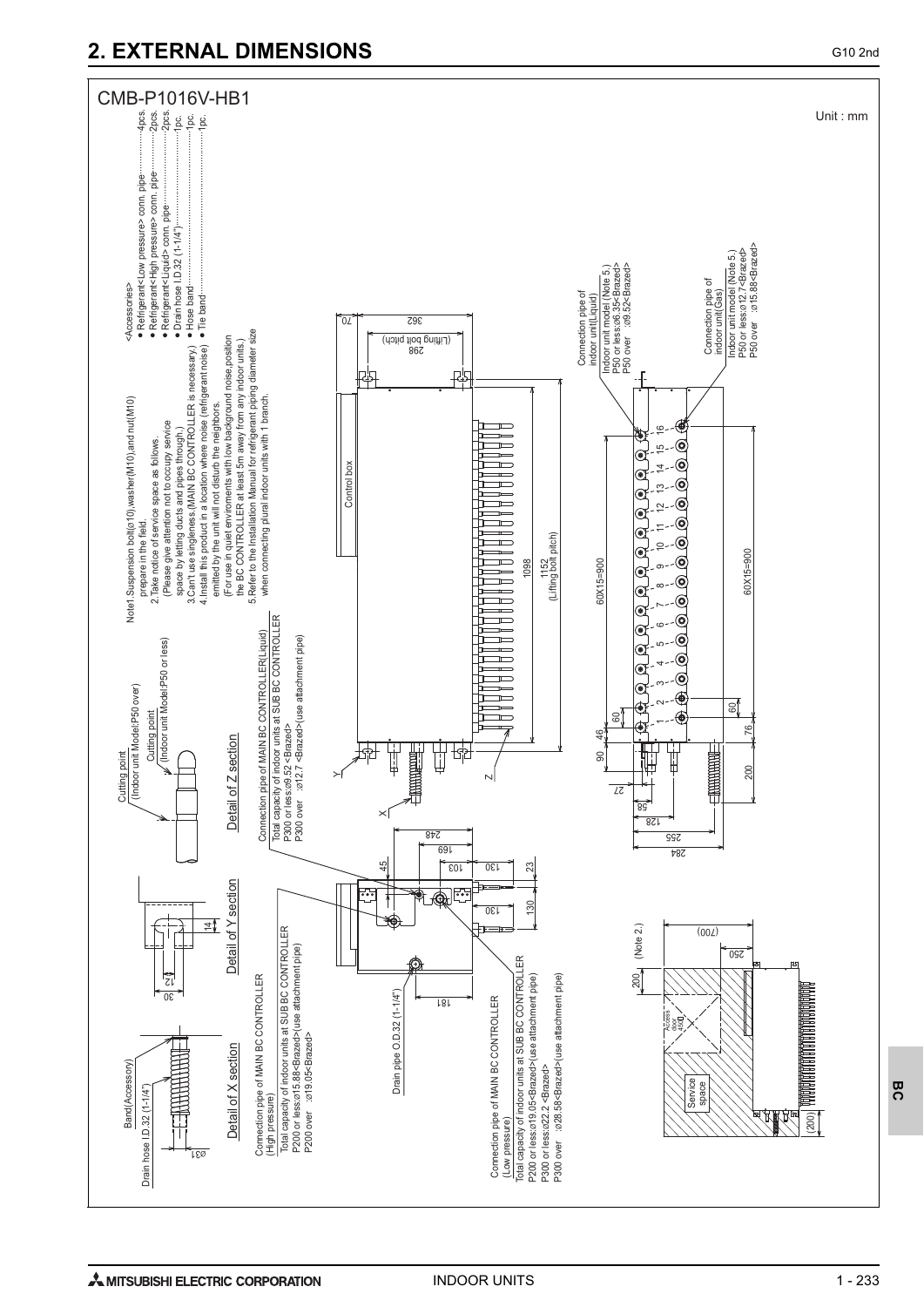## 2. EXTERNAL DIMENSIONS

G10 2nd

### CMB-P1016V-HB1

Unit : mm

<Accessories>

- Refrigerant<Low pressure> conn. pipe············4pcs.
- Refrigerant<High pressure> conn. pipe············2pcs.
- Refrigerant<Liquid> conn. pipe············2pcs.
- Drain hose I.D.32 (1-1/4")············1pc.
- Hose band············1pc.
- Tie band············1pc.

Note1.Suspension bolt(ø10),washer(M10),and nut(M10) prepare in the field.
2.Take notice of service space as follows.
(Please give attention not to occupy service space by letting ducts and pipes through.)
3.Can't use singleness.(MAIN BC CONTROLLER is necessary.)
4.Install this product in a location where noise (refrigerant noise) emitted by the unit will not disturb the neighbors.
(For use in quiet enviroments with low background noise,position the BC CONTROLLER at least 5m away from any indoor units.)
5.Refer to the Installation Manual for refrigerant piping diameter size when connecting plural indoor units with 1 branch.

Control box

Connection pipe of indoor unit(Liquid)
Indoor unit model (Note 5.)
P50 or less:ø6.35<Brazed>
P50 over :ø9.52<Brazed>

Connection pipe of indoor unit(Gas)
Indoor unit model (Note 5.)
P50 or less:ø12.7<Brazed>
P50 over :ø15.88<Brazed>

Connection pipe of MAIN BC CONTROLLER(Liquid)
Total capacity of indoor units at SUB BC CONTROLLER
P300 or less:ø9.52 <Brazed>
P300 over :ø12.7 <Brazed>(use attachment pipe)

Connection pipe of MAIN BC CONTROLLER (High pressure)
Total capacity of indoor units at SUB BC CONTROLLER
P200 or less:ø15.88<Brazed>(use attachment pipe)
P200 over :ø19.05<Brazed>

Connection pipe of MAIN BC CONTROLLER (Low pressure)
Total capacity of indoor units at SUB BC CONTROLLER
P200 or less:ø19.05<Brazed>(use attachment pipe)
P300 or less:ø22.2 <Brazed>
P300 over :ø28.58<Brazed>(use attachment pipe)

Drain pipe O.D.32 (1-1/4")

Drain hose I.D.32 (1-1/4")

Band(Accessory)

Cutting point (Indoor unit Model:P50 over)

Cutting point (Indoor unit Model:P50 or less)

Detail of X section

Detail of Y section

Detail of Z section

Service space

Access door 400

(Note 2.)

Dimensions: 70, 362, 298 (Lifting bolt pitch), 1098, 1152 (Lifting bolt pitch), 60X15=900, 60X15=900, 90, 46, 60, 60, 76, 200, 27, 58, 128, 255, 284, 248, 169, 103, 130, 130, 45, 23, 181, 200, 250, (700), (200), 14, 12, 30, ø31

1 2 3 4 5 6 7 8 9 10 11 12 13 14 15 16

MITSUBISHI ELECTRIC CORPORATION

INDOOR UNITS

BC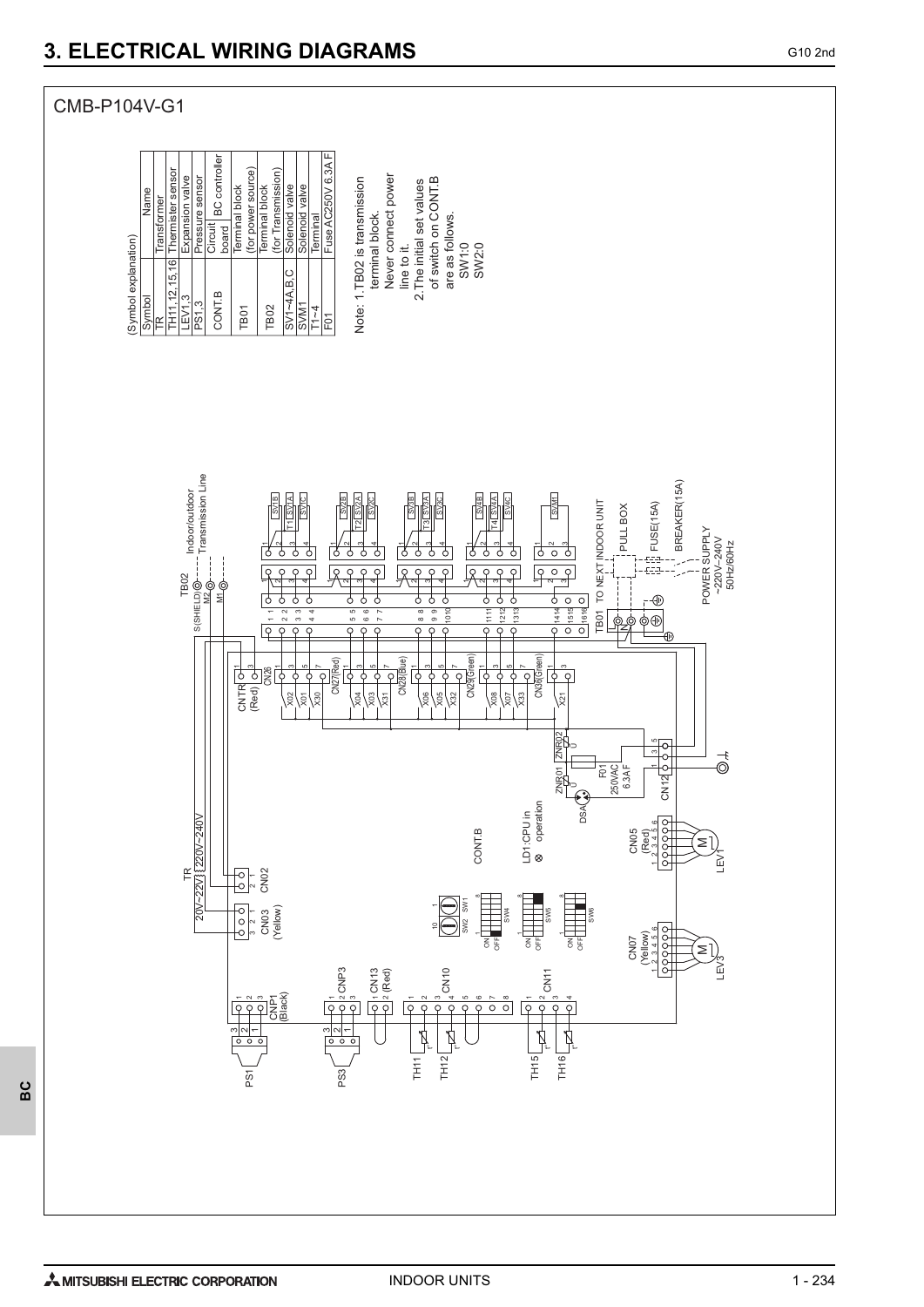# 3. ELECTRICAL WIRING DIAGRAMS

## CMB-P104V-G1

(Symbol explanation)

| Symbol | Name | |
|---|---|---|
| TR | Transformer | |
| TH11,12,15,16 | Thermister sensor | |
| LEV1,3 | Expansion valve | |
| PS1,3 | Pressure sensor | |
| CONT.B | Circuit board | BC controller |
| TB01 | Terminal block (for power source) | |
| TB02 | Terminal block (for Transmission) | |
| SV1~4A,B,C | Solenoid valve | |
| SVM1 | Solenoid valve | |
| T1~4 | Terminal | |
| F01 | Fuse AC250V 6.3A F | |

Note: 1.TB02 is transmission terminal block. Never connect power line to it.
2.The initial set values of switch on CONT.B are as follows.
SW1:0
SW2:0

TB02 S(SHIELD) M2 M1 Indoor/outdoor Transmission Line

TR 20V~22V 220V~240V

CN02 CN03 (Yellow) CNTR (Red) CN26 CN27(Red) CN28(Blue) CN29(Green) CN30(Green)

X02 X01 X30 X04 X03 X31 X06 X05 X32 X08 X07 X33 X21

SV1B T1 SV1A SV1C SV2B T2 SV2A SV2C SV3B T3 SV3A SV3C SV4B T4 SV4A SV4C SVM1

TB01 TO NEXT INDOOR UNIT L N PULL BOX FUSE(15A) BREAKER(15A) POWER SUPPLY ~220V~240V 50Hz/60Hz

CONT.B LD1:CPU in operation ZNR01 ZNR02 F01 250VAC 6.3A F DSA CN12

SW1 SW2 SW4 SW5 SW6 ON OFF

CN05 (Red) LEV1 CN07 (Yellow) LEV3

CNP1 (Black) PS1 CNP3 PS3 CN13 (Red) CN10 TH11 TH12 CN11 TH15 TH16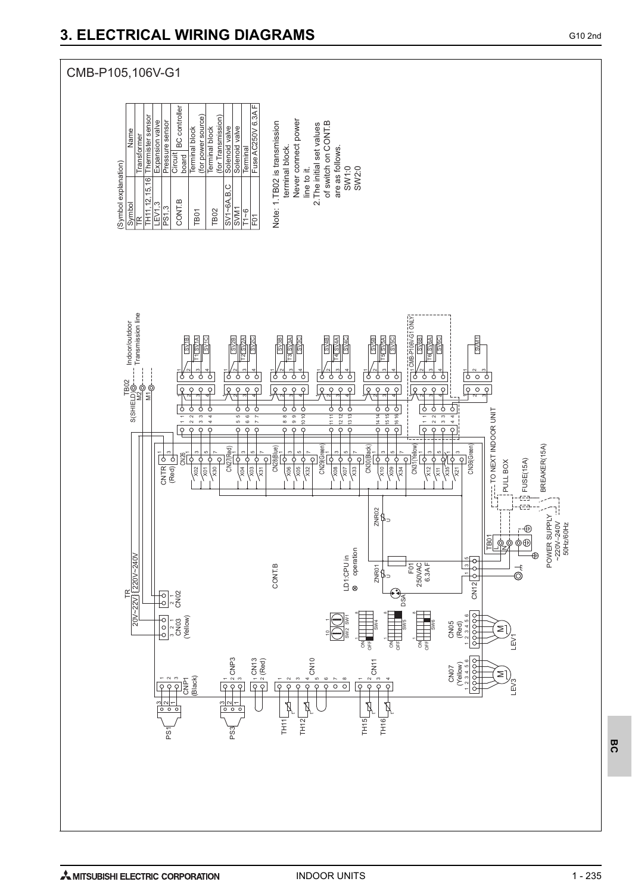# 3. ELECTRICAL WIRING DIAGRAMS

## CMB-P105,106V-G1

(Symbol explanation)

| Symbol | Name | |
|---|---|---|
| TR | Transformer | |
| TH11,12,15,16 | Thermister sensor | |
| LEV1,3 | Expansion valve | |
| PS1,3 | Pressure sensor | |
| CONT.B | Circuit board | BC controller |
| TB01 | Terminal block (for power source) | |
| TB02 | Terminal block (for Transmission) | |
| SV1~6A,B,C | Solenoid valve | |
| SVM1 | Solenoid valve | |
| T1~6 | Terminal | |
| F01 | Fuse AC250V 6.3A F | |

Note: 1.TB02 is transmission terminal block. Never connect power line to it.
2.The initial set values of switch on CONT.B are as follows.
SW1:0
SW2:0

TB02 S(SHIELD) M2 M1 Indoor/outdoor Transmission line

TR 20V~22V 220V~240V

CN03 (Yellow) CN02 CNTR (Red) CN26 CN27(Red) CN28(Blue) CN29(Green) CN30(Black) CN31(Yellow) CN36(Green)

X02 X01 X30 X04 X03 X31 X06 X05 X32 X08 X07 X33 X10 X09 X34 X12 X11 X35 X21

SV1B SV1A SV1C T1 SV2B SV2A SV2C T2 SV3B SV3A SV3C T3 SV4B SV4A SV4C T4 SV5B SV5A SV5C T5 CMB-P106V-G1 ONLY SV6B SV6A SV6C T6 SVM1

CONT.B

LD1:CPU in operation

ZNR01 ZNR02 F01 250VAC 6.3A F DSA

SW2 SW1 SW4 SW5 SW6

CN12 TB01 L N

TO NEXT INDOOR UNIT PULL BOX FUSE(15A) BREAKER(15A)

POWER SUPPLY ~220V-240V 50Hz/60Hz

CNP1 (Black) CNP3 CN13 (Red) CN10 CN11 CN07 (Yellow) CN05 (Red)

PS1 PS3 TH11 TH12 TH15 TH16 LEV3 LEV1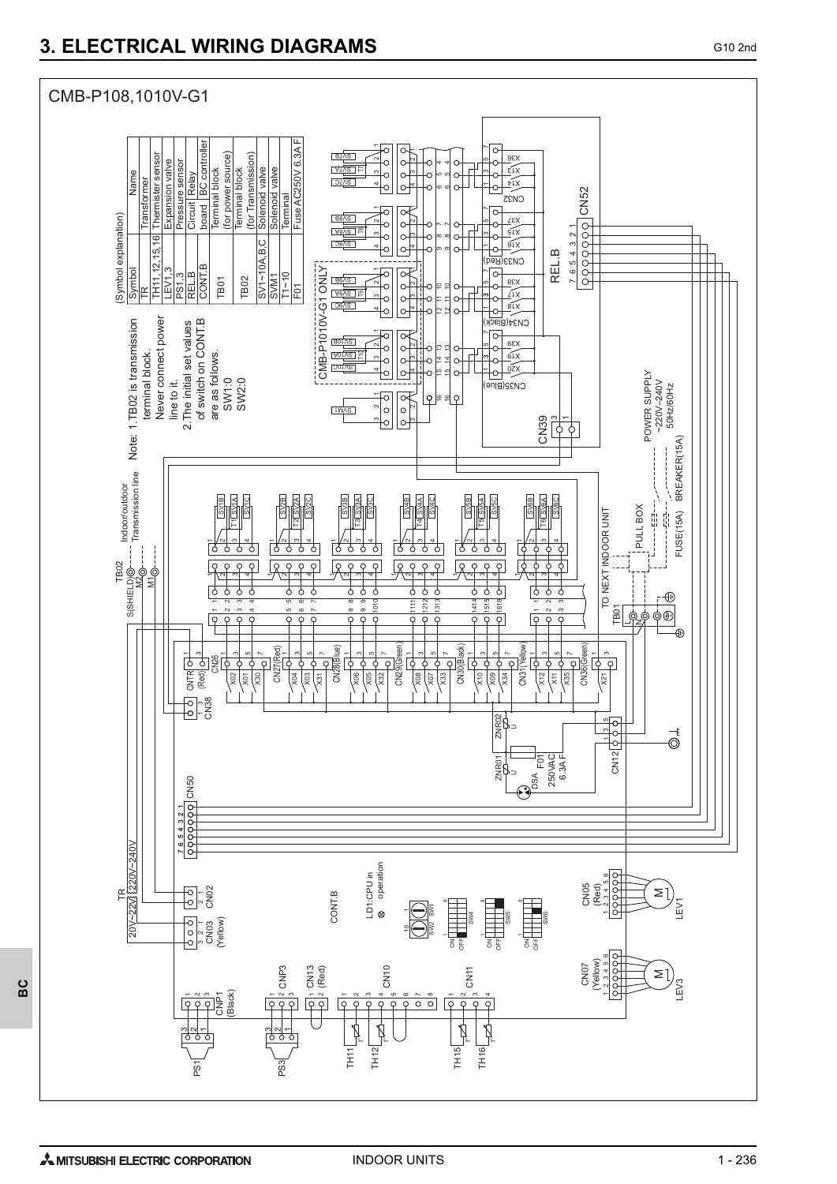# 3. ELECTRICAL WIRING DIAGRAMS

CMB-P108,1010V-G1

(Symbol explanation)

| Symbol | Name |
|---|---|
| TR | Transformer |
| TH11,12,15,16 | Thermister sensor |
| LEV1,3 | Expansion valve |
| PS1,3 | Pressure sensor |
| REL.B | Circuit board — Relay |
| CONT.B | Circuit board — BC controller |
| TB01 | Terminal block (for power source) |
| TB02 | Terminal block (for Transmission) |
| SV1~10A,B,C | Solenoid valve |
| SVM1 | Solenoid valve |
| T1~10 | Terminal |
| F01 | Fuse AC250V 6.3A F |

Note: 1.TB02 is transmission terminal block. Never connect power line to it.
2.The initial set values of switch on CONT.B are as follows.
SW1:0
SW2:0

CMB-P1010V-G1 ONLY

REL.B

CN52

CN32, CN33(Red), CN34(Black), CN35(Blue), CN39

POWER SUPPLY ~220V-240V 50Hz/60Hz

BREAKER(15A)

FUSE(15A)

PULL BOX

TO NEXT INDOOR UNIT

TB01

TB02

S(SHIELD) M2 M1

Indoor/outdoor Transmission line

CN26, CN27(Red), CN28(Blue), CN29(Green), CN30(Black), CN31(Yellow), CN36(Green)

CNTR (Red)

CN38

CN50

CN12

ZNR01, ZNR02

DSA

F01 250VAC 6.3A F

TR 20V~22V 220V~240V

CN02

CN03 (Yellow)

CONT.B

LD1:CPU in operation

SW1, SW2, SW4, SW5, SW6

CN05 (Red)

LEV1

CN07 (Yellow)

LEV3

CNP1 (Black)

PS1

CNP3

PS3

CN13 (Red)

CN10

TH11, TH12

CN11

TH15, TH16

SVM1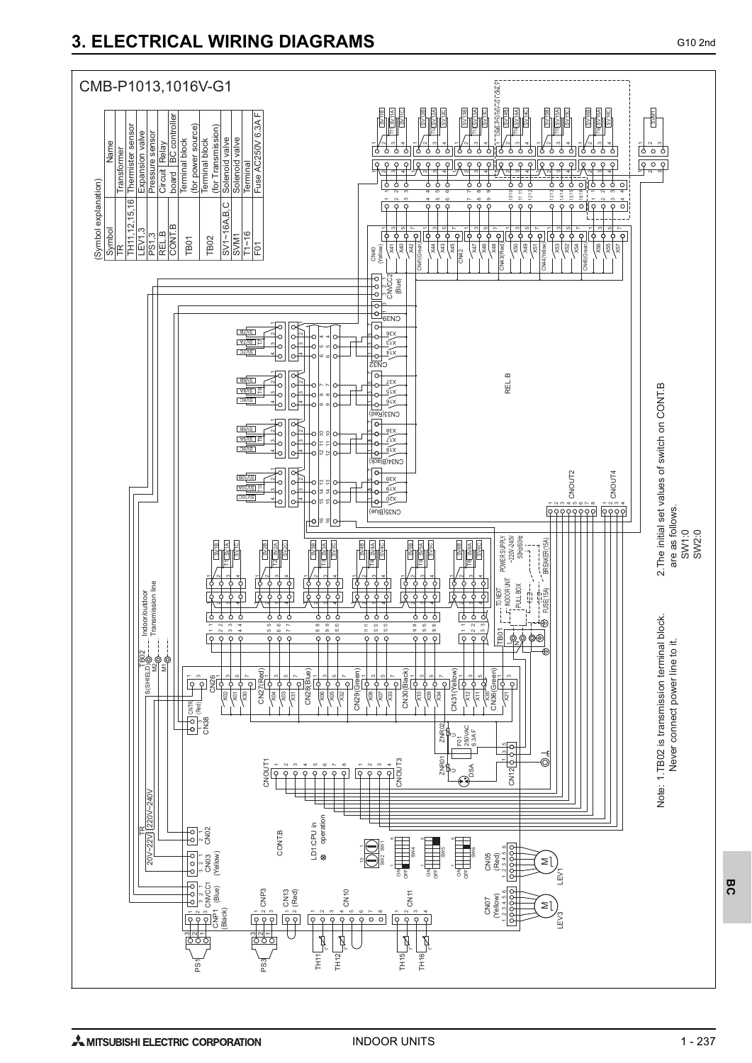# 3. ELECTRICAL WIRING DIAGRAMS

CMB-P1013,1016V-G1

(Symbol explanation)

| Symbol | Name |
|---|---|
| TR | Transformer |
| TH11,12,15,16 | Thermister sensor |
| LEV1,3 | Expansion valve |
| PS1,3 | Pressure sensor |
| REL.B | Circuit board — Relay |
| CONT.B | BC controller board |
| TB01 | Terminal block (for power source) |
| TB02 | Terminal block (for Transmission) |
| SV1~16A,B,C | Solenoid valve |
| SVM1 | Solenoid valve |
| T1~16 | Terminal |
| F01 | Fuse AC250V 6.3A F |

Note: 1.TB02 is transmission terminal block.
Never connect power line to it.

2.The initial set values of switch on CONT.B are as follows.
SW1:0
SW2:0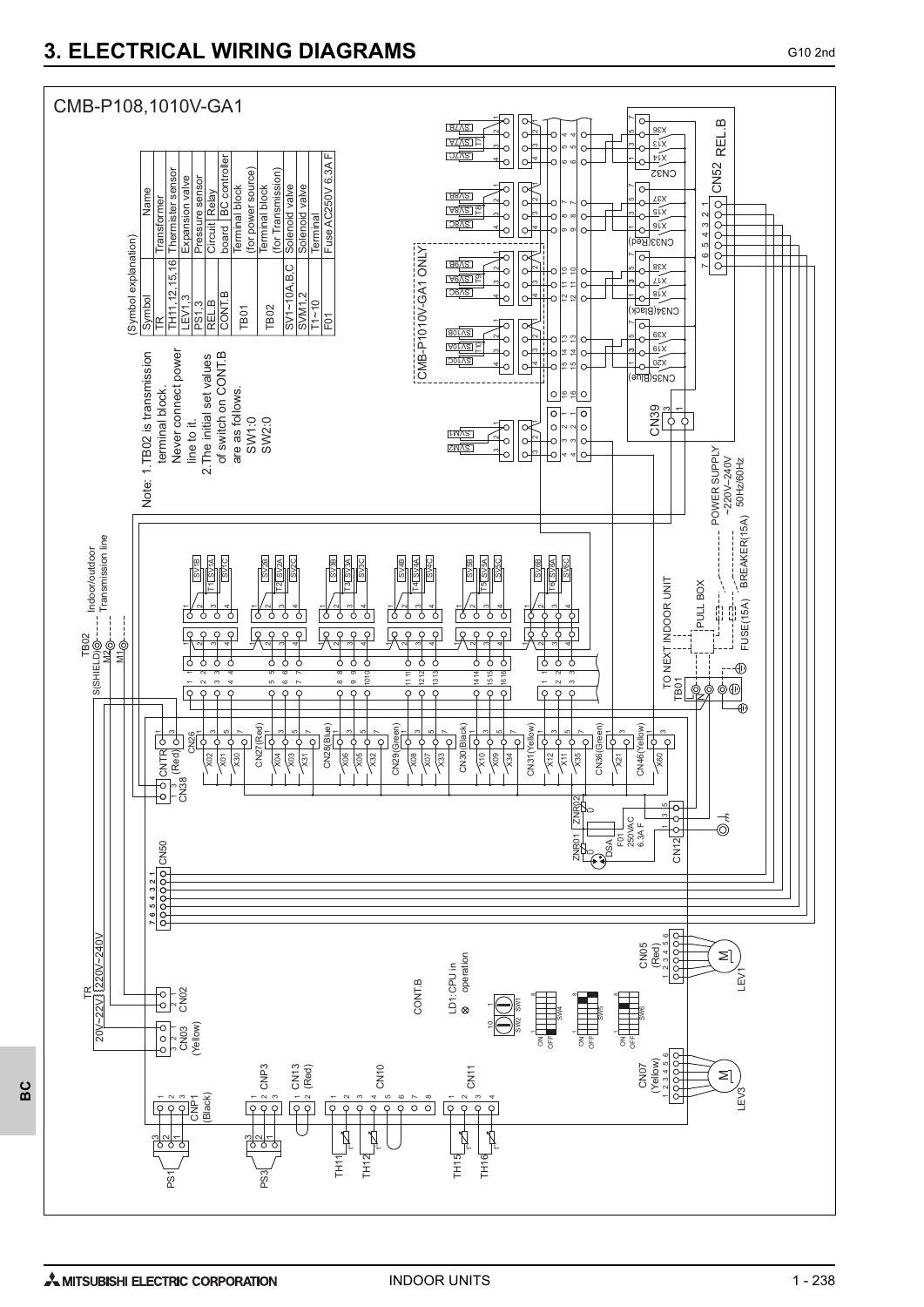# 3. ELECTRICAL WIRING DIAGRAMS

CMB-P108,1010V-GA1

(Symbol explanation)

| Symbol | Name |
|---|---|
| TR | Transformer |
| TH11,12,15,16 | Thermister sensor |
| LEV1,3 | Expansion valve |
| PS1,3 | Pressure sensor |
| REL.B | Circuit board / Relay |
| CONT.B | BC controller |
| TB01 | Terminal block (for power source) |
| TB02 | Terminal block (for Transmission) |
| SV1~10A,B,C | Solenoid valve |
| SVM1,2 | Solenoid valve |
| T1~10 | Terminal |
| F01 | Fuse AC250V 6.3A F |

Note: 1.TB02 is transmission terminal block. Never connect power line to it.
2.The initial set values of switch on CONT.B are as follows.
SW1:0
SW2:0

CMB-P1010V-GA1 ONLY

TB02 S(SHIELD) M2 M1 Indoor/outdoor Transmission line

TO NEXT INDOOR UNIT TB01 L N PULL BOX FUSE(15A) BREAKER(15A) POWER SUPPLY ~220V-240V 50Hz/60Hz

TR 20V~22V 220V~240V

CONT.B LD1:CPU in operation

F01 250VAC 6.3A F

CN52 REL.B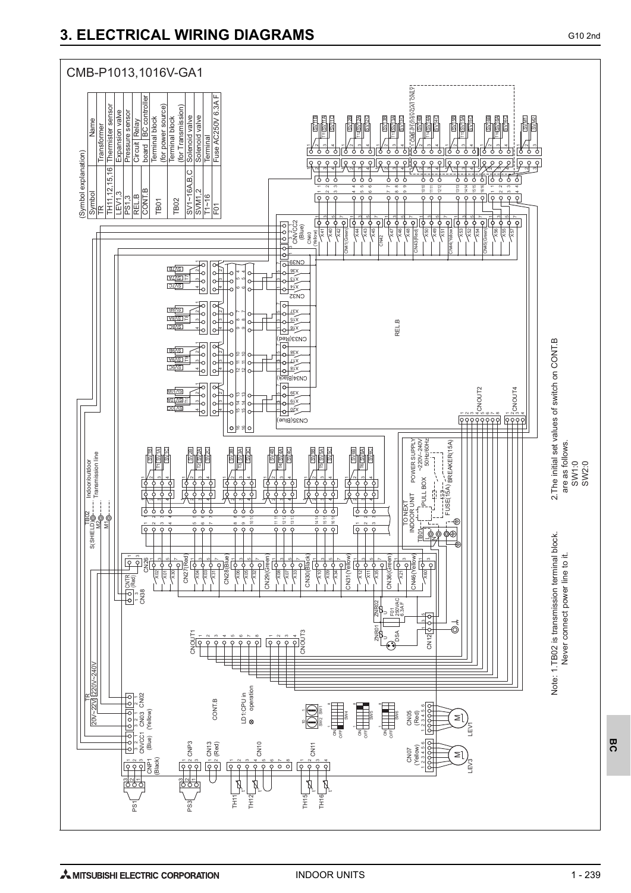# 3. ELECTRICAL WIRING DIAGRAMS

## CMB-P1013,1016V-GA1

(Symbol explanation)

| Symbol | Name | |
|---|---|---|
| TR | Transformer | |
| TH11,12,15,16 | Thermister sensor | |
| LEV1,3 | Expansion valve | |
| PS1,3 | Pressure sensor | |
| REL.B | Circuit board | Relay |
| CONT.B | | BC controller |
| TB01 | Terminal block (for power source) | |
| TB02 | Terminal block (for Transmission) | |
| SV1~16A,B,C | Solenoid valve | |
| SVM1,2 | Solenoid valve | |
| T1~16 | Terminal | |
| F01 | Fuse AC250V 6.3A F | |

Note: 1.TB02 is transmission terminal block.
Never connect power line to it.

2.The initial set values of switch on CONT.B are as follows.
SW1:0
SW2:0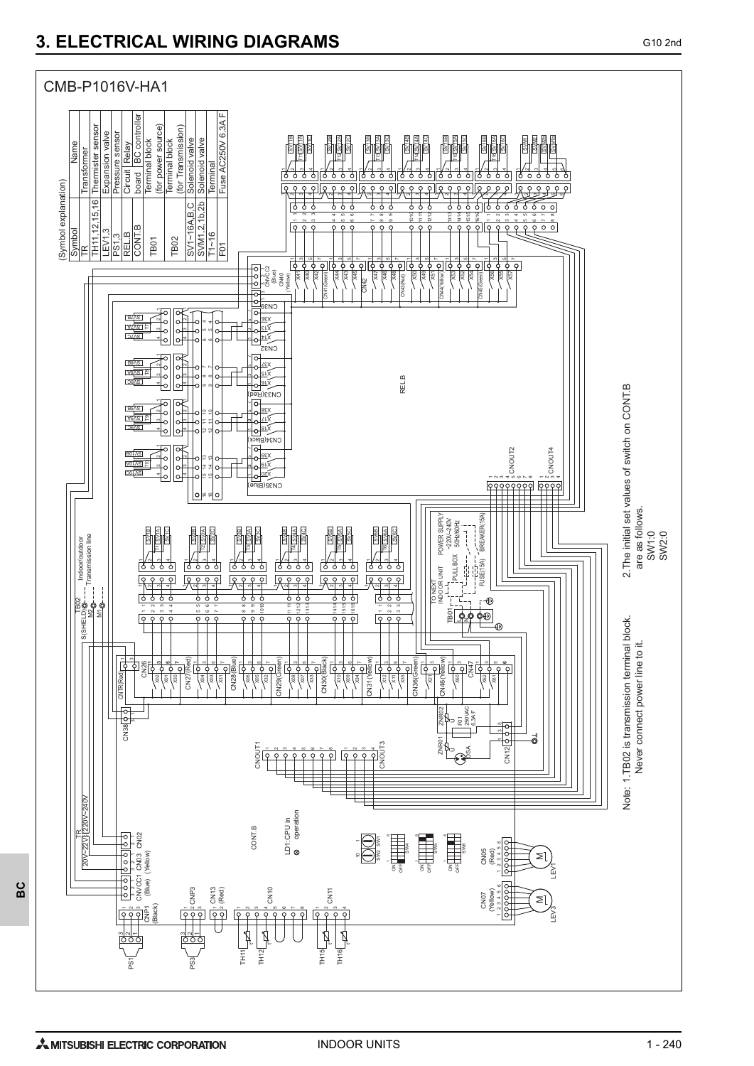# 3. ELECTRICAL WIRING DIAGRAMS

CMB-P1016V-HA1

(Symbol explanation)

| Symbol | Name | |
|---|---|---|
| TR | Transformer | |
| TH11,12,15,16 | Thermister sensor | |
| LEV1,3 | Expansion valve | |
| PS1,3 | Pressure sensor | |
| REL.B | Circuit board | Relay |
| CONT.B | Circuit board | BC controller |
| TB01 | Terminal block (for power source) | |
| TB02 | Terminal block (for Transmission) | |
| SV1~16A,B,C | Solenoid valve | |
| SVM1,2,1b,2b | Solenoid valve | |
| T1~16 | Terminal | |
| F01 | Fuse AC250V 6.3A F | |

Note: 1.TB02 is transmission terminal block.
Never connect power line to it.

2.The initial set values of switch on CONT.B are as follows.
SW1:0
SW2:0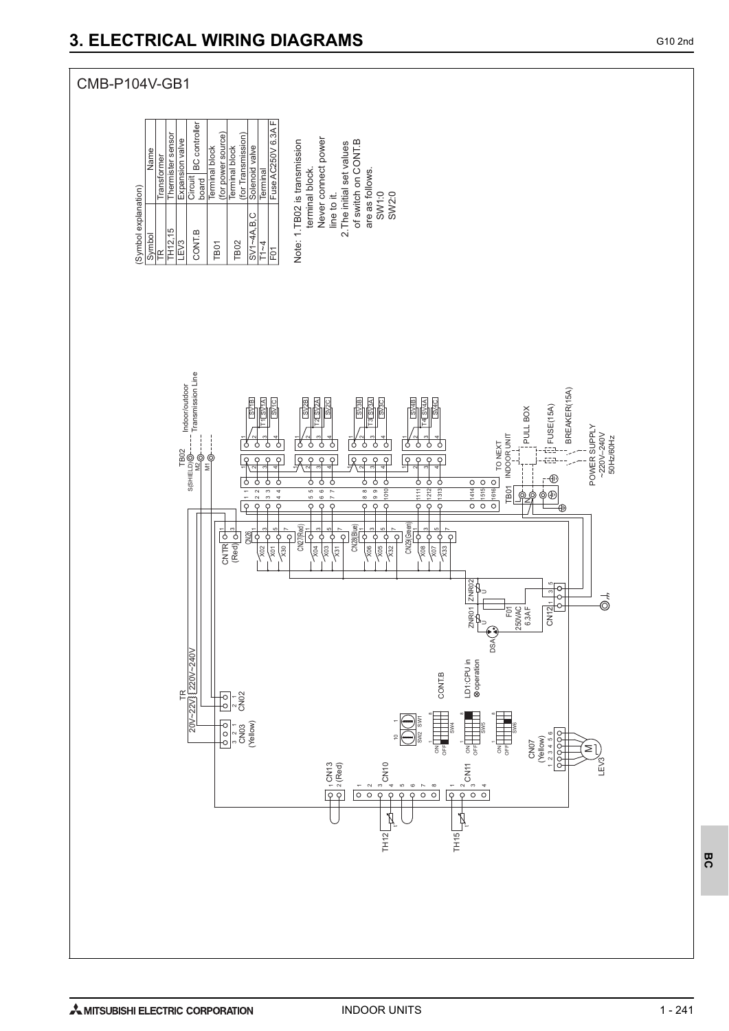# 3. ELECTRICAL WIRING DIAGRAMS

## CMB-P104V-GB1

(Symbol explanation)

| Symbol | Name |
|---|---|
| TR | Transformer |
| TH12,15 | Thermister sensor |
| LEV3 | Expansion valve |
| CONT.B | Circuit board — BC controller |
| TB01 | Terminal block (for power source) |
| TB02 | Terminal block (for Transmission) |
| SV1~4A,B,C | Solenoid valve |
| T1~4 | Terminal |
| F01 | Fuse AC250V 6.3A F |

Note: 1. TB02 is transmission terminal block. Never connect power line to it.
2. The initial set values of switch on CONT.B are as follows.
SW1:0
SW2:0

TB02 S(SHIELD) M2 M1 — Indoor/outdoor Transmission Line

TR 20V~22V 220V~240V

CNTR (Red), CN26, CN27(Red), CN28(Blue), CN29(Green), CN02, CN03 (Yellow), CN12, CN13 (Red), CN10, CN11, CN07 (Yellow)

X01, X02, X03, X04, X05, X06, X07, X08, X30, X31, X32, X33

SV1A, SV1B, SV1C, SV2A, SV2B, SV2C, SV3A, SV3B, SV3C, SV4A, SV4B, SV4C, T1, T2, T3, T4

ZNR01, ZNR02, F01 250VAC 6.3A F, DSA

CONT.B, LD1:CPU in operation, SW1, SW2, SW4, SW5, SW6

TH12, TH15, LEV3

TB01 L N — TO NEXT INDOOR UNIT, PULL BOX, FUSE(15A), BREAKER(15A), POWER SUPPLY ~220V~240V 50Hz/60Hz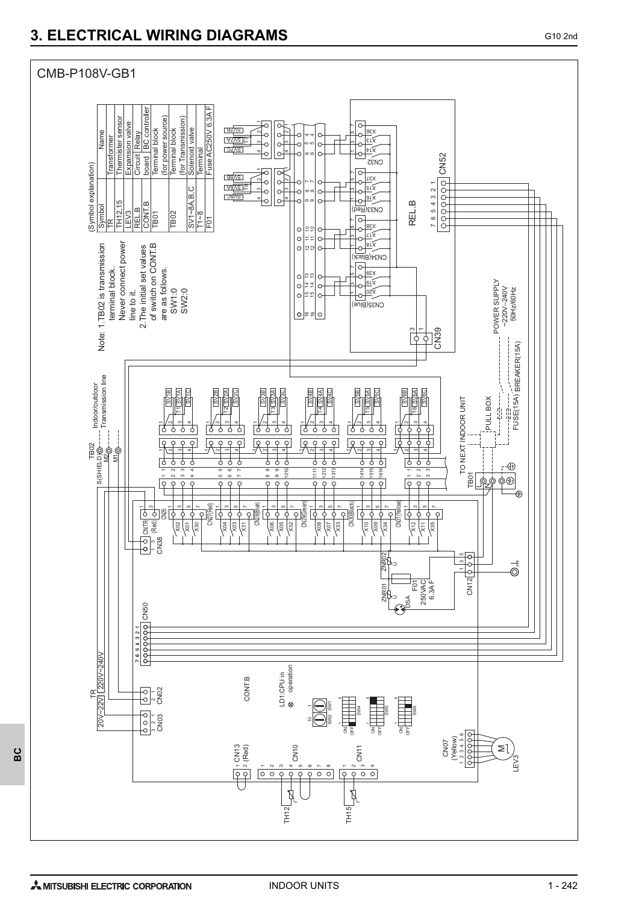# 3. ELECTRICAL WIRING DIAGRAMS

CMB-P108V-GB1

Note: 1.TB02 is transmission terminal block. Never connect power line to it.
2.The initial set values of switch on CONT.B are as follows.
SW1:0
SW2:0

(Symbol explanation)

| Symbol | Name |
|---|---|
| TR | Transformer |
| TH12,15 | Thermister sensor |
| LEV3 | Expansion valve |
| REL.B | Circuit board — Relay |
| CONT.B | Circuit board — BC controller |
| TB01 | Terminal block (for power source) |
| TB02 | Terminal block (for Transmission) |
| SV1~8A,B,C | Solenoid valve |
| T1~8 | Terminal |
| F01 | Fuse AC250V 6.3A F |

POWER SUPPLY ~220V~240V 50Hz/60Hz

TO NEXT INDOOR UNIT

PULL BOX

FUSE(15A) BREAKER(15A)

TB02 S(SHIELD) M2 M1 — Indoor/outdoor Transmission line

TR 20V~22V 220V~240V

LD1:CPU in operation

F01 250VAC 6.3A F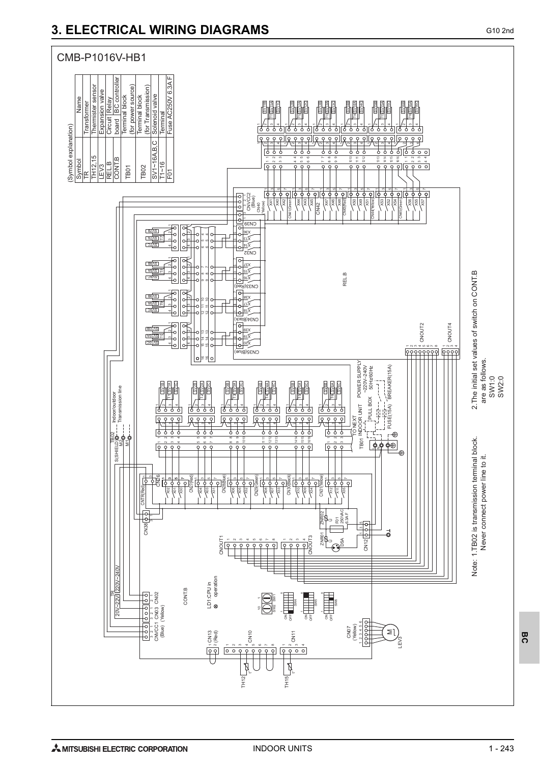# 3. ELECTRICAL WIRING DIAGRAMS

## CMB-P1016V-HB1

(Symbol explanation)

| Symbol | | Name |
|---|---|---|
| TR | | Transformer |
| TH12,15 | | Thermister sensor |
| LEV3 | | Expansion valve |
| REL.B | Circuit board | Relay |
| CONT.B | | BC controller |
| TB01 | | Terminal block (for power source) |
| TB02 | | Terminal block (for Transmission) |
| SV1~16A,B,C | | Solenoid valve |
| T1~16 | | Terminal |
| F01 | | Fuse AC250V 6.3A F |

Note: 1.TB02 is transmission terminal block.
Never connect power line to it.

2.The initial set values of switch on CONT.B are as follows.
SW1:0
SW2:0